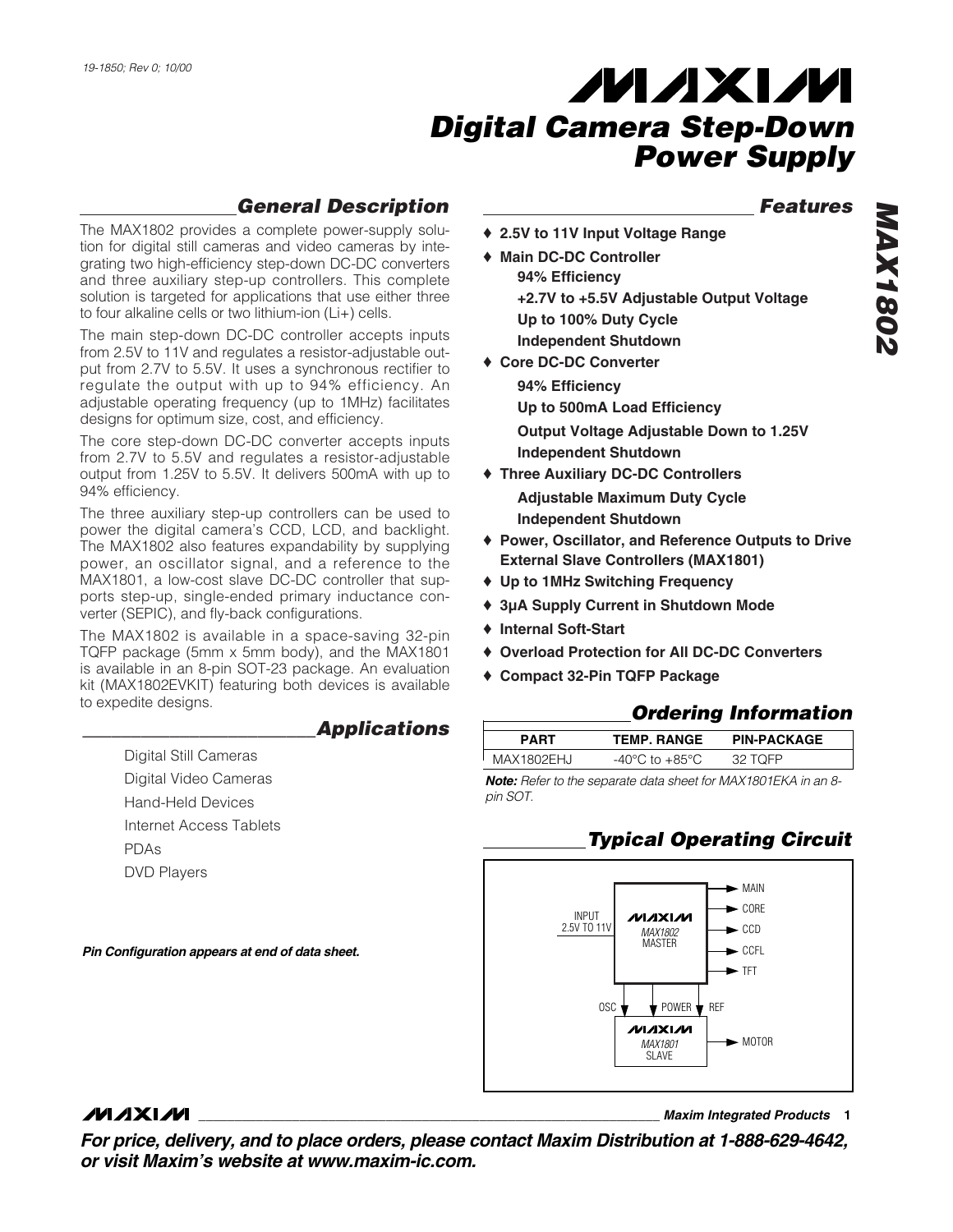19-1850; Rev 0; 10/00

# Digital Camera Step-Down Power Supply

## General Description

The MAX1802 provides a complete power-supply solution for digital still cameras and video cameras by integrating two high-efficiency step-down DC-DC converters and three auxiliary step-up controllers. This complete solution is targeted for applications that use either three to four alkaline cells or two lithium-ion (Li+) cells.

The main step-down DC-DC controller accepts inputs from 2.5V to 11V and regulates a resistor-adjustable output from 2.7V to 5.5V. It uses a synchronous rectifier to regulate the output with up to 94% efficiency. An adjustable operating frequency (up to 1MHz) facilitates designs for optimum size, cost, and efficiency.

The core step-down DC-DC converter accepts inputs from 2.7V to 5.5V and regulates a resistor-adjustable output from 1.25V to 5.5V. It delivers 500mA with up to 94% efficiency.

The three auxiliary step-up controllers can be used to power the digital camera's CCD, LCD, and backlight. The MAX1802 also features expandability by supplying power, an oscillator signal, and a reference to the MAX1801, a low-cost slave DC-DC controller that supports step-up, single-ended primary inductance converter (SEPIC), and fly-back configurations.

The MAX1802 is available in a space-saving 32-pin TQFP package (5mm x 5mm body), and the MAX1801 is available in an 8-pin SOT-23 package. An evaluation kit (MAX1802EVKIT) featuring both devices is available to expedite designs.

## Applications

- Digital Still Cameras
- Digital Video Cameras
- Hand-Held Devices
- Internet Access Tablets
- PDAs
- DVD Players

***Pin Configuration appears at end of data sheet.***

## Features

- **2.5V to 11V Input Voltage Range**
- **Main DC-DC Controller**
  - **94% Efficiency**
  - **+2.7V to +5.5V Adjustable Output Voltage**
  - **Up to 100% Duty Cycle**
  - **Independent Shutdown**
- **Core DC-DC Converter**
  - **94% Efficiency**
  - **Up to 500mA Load Efficiency**
  - **Output Voltage Adjustable Down to 1.25V**
  - **Independent Shutdown**
- **Three Auxiliary DC-DC Controllers**
  - **Adjustable Maximum Duty Cycle**
  - **Independent Shutdown**
- **Power, Oscillator, and Reference Outputs to Drive External Slave Controllers (MAX1801)**
- **Up to 1MHz Switching Frequency**
- **3µA Supply Current in Shutdown Mode**
- **Internal Soft-Start**
- **Overload Protection for All DC-DC Converters**
- **Compact 32-Pin TQFP Package**

## Ordering Information

| PART | TEMP. RANGE | PIN-PACKAGE |
|---|---|---|
| MAX1802EHJ | -40°C to +85°C | 32 TQFP |

***Note:*** *Refer to the separate data sheet for MAX1801EKA in an 8-pin SOT.*

## Typical Operating Circuit

INPUT 2.5V TO 11V → MAX1802 MASTER → MAIN, CORE, CCD, CCFL, TFT

OSC, POWER, REF → MAX1801 SLAVE → MOTOR

**For price, delivery, and to place orders, please contact Maxim Distribution at 1-888-629-4642, or visit Maxim's website at www.maxim-ic.com.**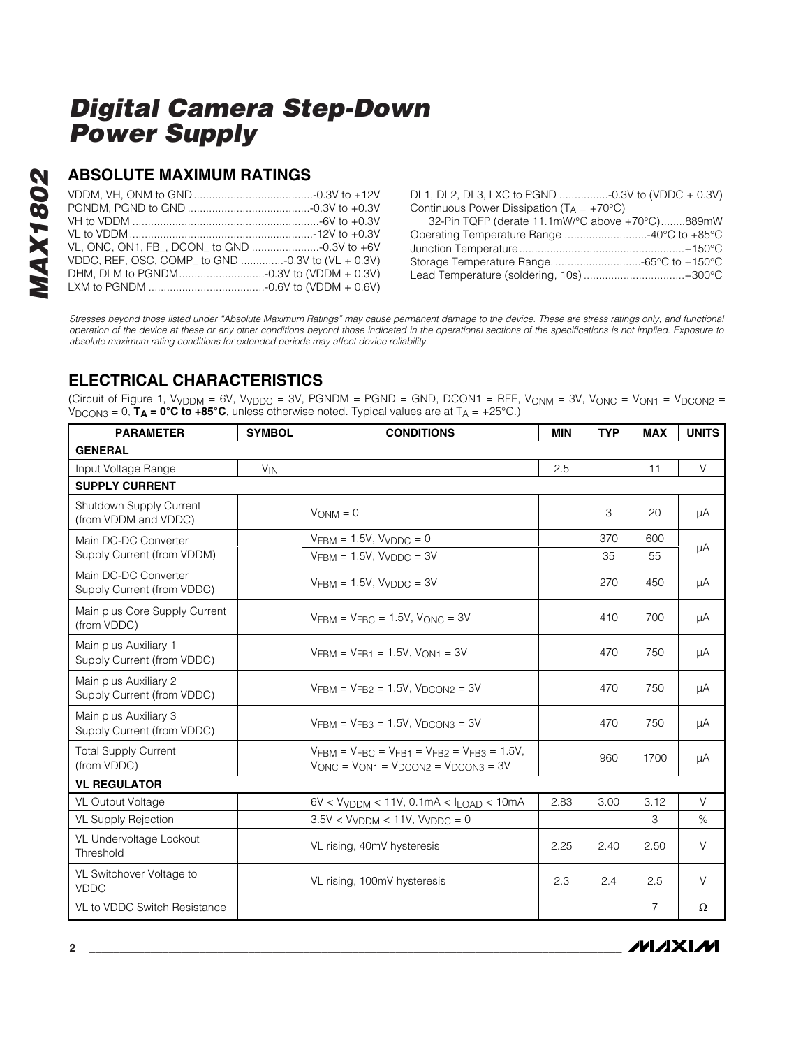# Digital Camera Step-Down Power Supply

## ABSOLUTE MAXIMUM RATINGS

VDDM, VH, ONM to GND.......................................-0.3V to +12V
PGNDM, PGND to GND ........................................-0.3V to +0.3V
VH to VDDM ............................................................-6V to +0.3V
VL to VDDM...........................................................-12V to +0.3V
VL, ONC, ON1, FB_, DCON_ to GND ......................-0.3V to +6V
VDDC, REF, OSC, COMP_ to GND .............-0.3V to (VL + 0.3V)
DHM, DLM to PGNDM............................-0.3V to (VDDM + 0.3V)
LXM to PGNDM ......................................-0.6V to (VDDM + 0.6V)
DL1, DL2, DL3, LXC to PGND ................-0.3V to (VDDC + 0.3V)
Continuous Power Dissipation ($T_A$ = +70°C)
  32-Pin TQFP (derate 11.1mW/°C above +70°C)........889mW
Operating Temperature Range ...........................-40°C to +85°C
Junction Temperature......................................................+150°C
Storage Temperature Range.............................-65°C to +150°C
Lead Temperature (soldering, 10s) .................................+300°C

*Stresses beyond those listed under "Absolute Maximum Ratings" may cause permanent damage to the device. These are stress ratings only, and functional operation of the device at these or any other conditions beyond those indicated in the operational sections of the specifications is not implied. Exposure to absolute maximum rating conditions for extended periods may affect device reliability.*

## ELECTRICAL CHARACTERISTICS

(Circuit of Figure 1, $V_{VDDM}$ = 6V, $V_{VDDC}$ = 3V, PGNDM = PGND = GND, DCON1 = REF, $V_{ONM}$ = 3V, $V_{ONC}$ = $V_{ON1}$ = $V_{DCON2}$ = $V_{DCON3}$ = 0, **$T_A$ = 0°C to +85°C**, unless otherwise noted. Typical values are at $T_A$ = +25°C.)

| PARAMETER | SYMBOL | CONDITIONS | MIN | TYP | MAX | UNITS |
|---|---|---|---|---|---|---|
| **GENERAL** | | | | | | |
| Input Voltage Range | $V_{IN}$ | | 2.5 | | 11 | V |
| **SUPPLY CURRENT** | | | | | | |
| Shutdown Supply Current (from VDDM and VDDC) | | $V_{ONM}$ = 0 | | 3 | 20 | µA |
| Main DC-DC Converter Supply Current (from VDDM) | | $V_{FBM}$ = 1.5V, $V_{VDDC}$ = 0 | | 370 | 600 | µA |
| | | $V_{FBM}$ = 1.5V, $V_{VDDC}$ = 3V | | 35 | 55 | |
| Main DC-DC Converter Supply Current (from VDDC) | | $V_{FBM}$ = 1.5V, $V_{VDDC}$ = 3V | | 270 | 450 | µA |
| Main plus Core Supply Current (from VDDC) | | $V_{FBM}$ = $V_{FBC}$ = 1.5V, $V_{ONC}$ = 3V | | 410 | 700 | µA |
| Main plus Auxiliary 1 Supply Current (from VDDC) | | $V_{FBM}$ = $V_{FB1}$ = 1.5V, $V_{ON1}$ = 3V | | 470 | 750 | µA |
| Main plus Auxiliary 2 Supply Current (from VDDC) | | $V_{FBM}$ = $V_{FB2}$ = 1.5V, $V_{DCON2}$ = 3V | | 470 | 750 | µA |
| Main plus Auxiliary 3 Supply Current (from VDDC) | | $V_{FBM}$ = $V_{FB3}$ = 1.5V, $V_{DCON3}$ = 3V | | 470 | 750 | µA |
| Total Supply Current (from VDDC) | | $V_{FBM}$ = $V_{FBC}$ = $V_{FB1}$ = $V_{FB2}$ = $V_{FB3}$ = 1.5V, $V_{ONC}$ = $V_{ON1}$ = $V_{DCON2}$ = $V_{DCON3}$ = 3V | | 960 | 1700 | µA |
| **VL REGULATOR** | | | | | | |
| VL Output Voltage | | 6V < $V_{VDDM}$ < 11V, 0.1mA < $I_{LOAD}$ < 10mA | 2.83 | 3.00 | 3.12 | V |
| VL Supply Rejection | | 3.5V < $V_{VDDM}$ < 11V, $V_{VDDC}$ = 0 | | | 3 | % |
| VL Undervoltage Lockout Threshold | | VL rising, 40mV hysteresis | 2.25 | 2.40 | 2.50 | V |
| VL Switchover Voltage to VDDC | | VL rising, 100mV hysteresis | 2.3 | 2.4 | 2.5 | V |
| VL to VDDC Switch Resistance | | | | | 7 | Ω |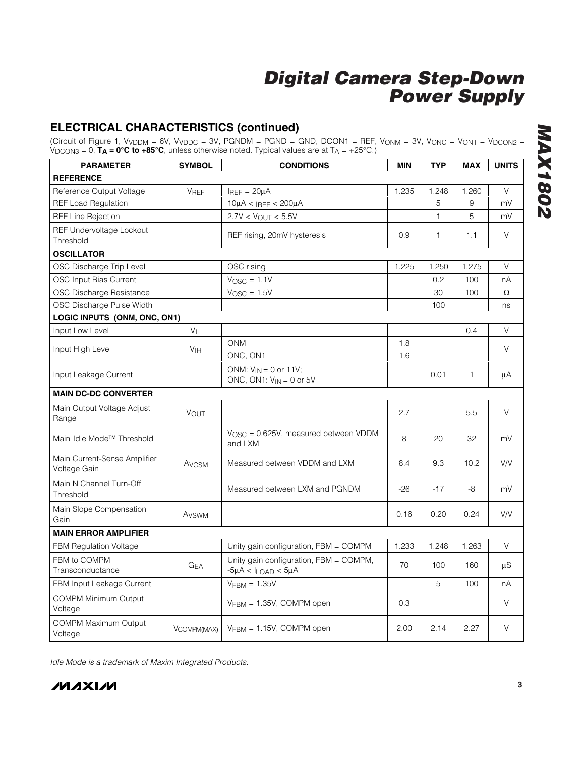## ELECTRICAL CHARACTERISTICS (continued)

(Circuit of Figure 1, $V_{VDDM}$ = 6V, $V_{VDDC}$ = 3V, PGNDM = PGND = GND, DCON1 = REF, $V_{ONM}$ = 3V, $V_{ONC}$ = $V_{ON1}$ = $V_{DCON2}$ = $V_{DCON3}$ = 0, **$T_A$ = 0°C to +85°C**, unless otherwise noted. Typical values are at $T_A$ = +25°C.)

| PARAMETER | SYMBOL | CONDITIONS | MIN | TYP | MAX | UNITS |
|---|---|---|---|---|---|---|
| **REFERENCE** | | | | | | |
| Reference Output Voltage | $V_{REF}$ | $I_{REF}$ = 20µA | 1.235 | 1.248 | 1.260 | V |
| REF Load Regulation | | 10µA < $I_{REF}$ < 200µA | | 5 | 9 | mV |
| REF Line Rejection | | 2.7V < $V_{OUT}$ < 5.5V | | 1 | 5 | mV |
| REF Undervoltage Lockout Threshold | | REF rising, 20mV hysteresis | 0.9 | 1 | 1.1 | V |
| **OSCILLATOR** | | | | | | |
| OSC Discharge Trip Level | | OSC rising | 1.225 | 1.250 | 1.275 | V |
| OSC Input Bias Current | | $V_{OSC}$ = 1.1V | | 0.2 | 100 | nA |
| OSC Discharge Resistance | | $V_{OSC}$ = 1.5V | | 30 | 100 | Ω |
| OSC Discharge Pulse Width | | | | 100 | | ns |
| **LOGIC INPUTS (ONM, ONC, ON1)** | | | | | | |
| Input Low Level | $V_{IL}$ | | | | 0.4 | V |
| Input High Level | $V_{IH}$ | ONM | 1.8 | | | V |
| | | ONC, ON1 | 1.6 | | | |
| Input Leakage Current | | ONM: $V_{IN}$ = 0 or 11V; ONC, ON1: $V_{IN}$ = 0 or 5V | | 0.01 | 1 | µA |
| **MAIN DC-DC CONVERTER** | | | | | | |
| Main Output Voltage Adjust Range | $V_{OUT}$ | | 2.7 | | 5.5 | V |
| Main Idle Mode™ Threshold | | $V_{OSC}$ = 0.625V, measured between VDDM and LXM | 8 | 20 | 32 | mV |
| Main Current-Sense Amplifier Voltage Gain | $A_{VCSM}$ | Measured between VDDM and LXM | 8.4 | 9.3 | 10.2 | V/V |
| Main N Channel Turn-Off Threshold | | Measured between LXM and PGNDM | -26 | -17 | -8 | mV |
| Main Slope Compensation Gain | $A_{VSWM}$ | | 0.16 | 0.20 | 0.24 | V/V |
| **MAIN ERROR AMPLIFIER** | | | | | | |
| FBM Regulation Voltage | | Unity gain configuration, FBM = COMPM | 1.233 | 1.248 | 1.263 | V |
| FBM to COMPM Transconductance | $G_{EA}$ | Unity gain configuration, FBM = COMPM, -5µA < $I_{LOAD}$ < 5µA | 70 | 100 | 160 | µS |
| FBM Input Leakage Current | | $V_{FBM}$ = 1.35V | | 5 | 100 | nA |
| COMPM Minimum Output Voltage | | $V_{FBM}$ = 1.35V, COMPM open | 0.3 | | | V |
| COMPM Maximum Output Voltage | $V_{COMPM(MAX)}$ | $V_{FBM}$ = 1.15V, COMPM open | 2.00 | 2.14 | 2.27 | V |

*Idle Mode is a trademark of Maxim Integrated Products.*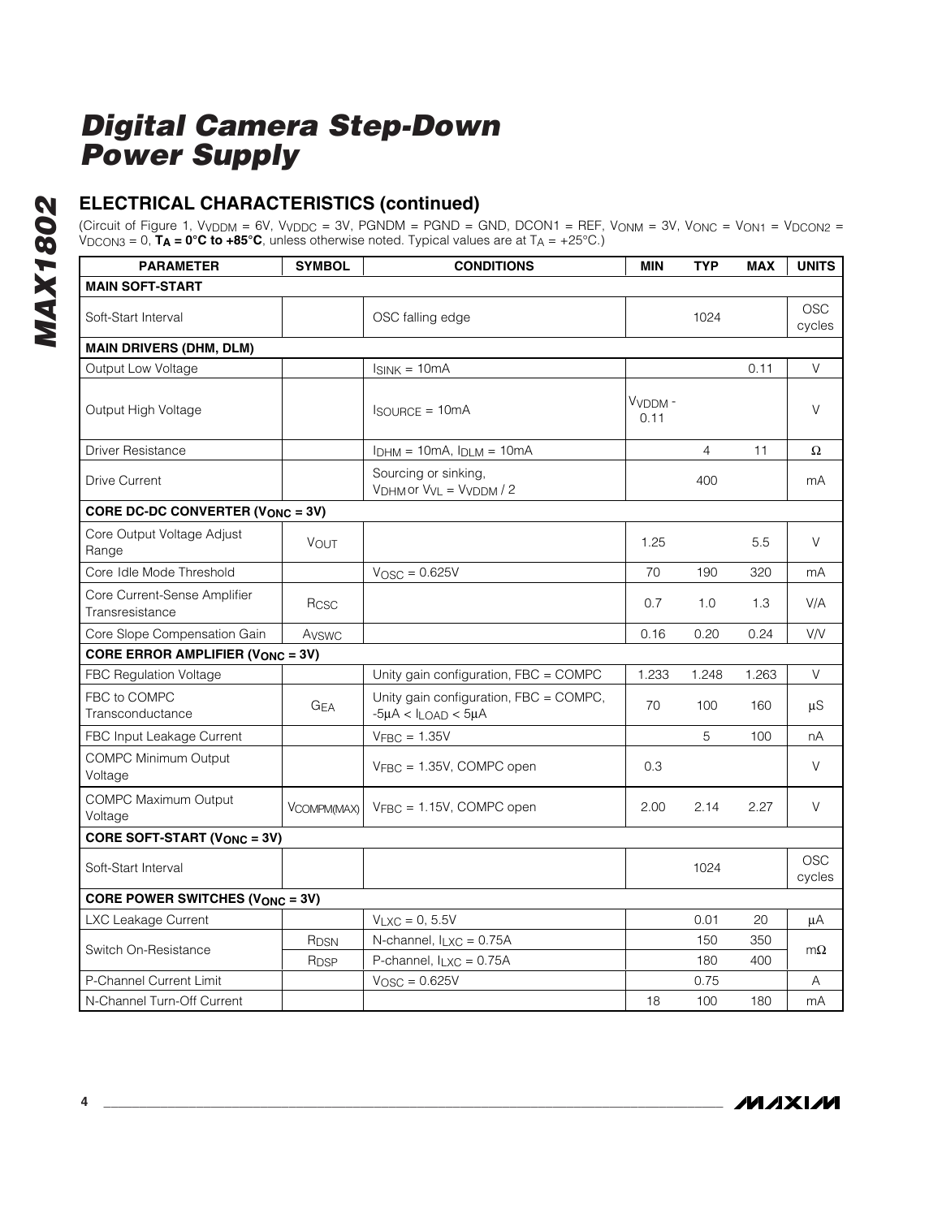## ELECTRICAL CHARACTERISTICS (continued)

(Circuit of Figure 1, $V_{VDDM}$ = 6V, $V_{VDDC}$ = 3V, PGNDM = PGND = GND, DCON1 = REF, $V_{ONM}$ = 3V, $V_{ONC}$ = $V_{ON1}$ = $V_{DCON2}$ = $V_{DCON3}$ = 0, **$T_A$ = 0°C to +85°C**, unless otherwise noted. Typical values are at $T_A$ = +25°C.)

| PARAMETER | SYMBOL | CONDITIONS | MIN | TYP | MAX | UNITS |
|---|---|---|---|---|---|---|
| **MAIN SOFT-START** | | | | | | |
| Soft-Start Interval | | OSC falling edge | | 1024 | | OSC cycles |
| **MAIN DRIVERS (DHM, DLM)** | | | | | | |
| Output Low Voltage | | $I_{SINK}$ = 10mA | | | 0.11 | V |
| Output High Voltage | | $I_{SOURCE}$ = 10mA | $V_{VDDM}$ - 0.11 | | | V |
| Driver Resistance | | $I_{DHM}$ = 10mA, $I_{DLM}$ = 10mA | | 4 | 11 | Ω |
| Drive Current | | Sourcing or sinking, $V_{DHM}$ or $V_{VL}$ = $V_{VDDM}$ / 2 | | 400 | | mA |
| **CORE DC-DC CONVERTER ($V_{ONC}$ = 3V)** | | | | | | |
| Core Output Voltage Adjust Range | $V_{OUT}$ | | 1.25 | | 5.5 | V |
| Core Idle Mode Threshold | | $V_{OSC}$ = 0.625V | 70 | 190 | 320 | mA |
| Core Current-Sense Amplifier Transresistance | $R_{CSC}$ | | 0.7 | 1.0 | 1.3 | V/A |
| Core Slope Compensation Gain | $A_{VSWC}$ | | 0.16 | 0.20 | 0.24 | V/V |
| **CORE ERROR AMPLIFIER ($V_{ONC}$ = 3V)** | | | | | | |
| FBC Regulation Voltage | | Unity gain configuration, FBC = COMPC | 1.233 | 1.248 | 1.263 | V |
| FBC to COMPC Transconductance | $G_{EA}$ | Unity gain configuration, FBC = COMPC, -5µA < $I_{LOAD}$ < 5µA | 70 | 100 | 160 | µS |
| FBC Input Leakage Current | | $V_{FBC}$ = 1.35V | | 5 | 100 | nA |
| COMPC Minimum Output Voltage | | $V_{FBC}$ = 1.35V, COMPC open | 0.3 | | | V |
| COMPC Maximum Output Voltage | $V_{COMPM(MAX)}$ | $V_{FBC}$ = 1.15V, COMPC open | 2.00 | 2.14 | 2.27 | V |
| **CORE SOFT-START ($V_{ONC}$ = 3V)** | | | | | | |
| Soft-Start Interval | | | | 1024 | | OSC cycles |
| **CORE POWER SWITCHES ($V_{ONC}$ = 3V)** | | | | | | |
| LXC Leakage Current | | $V_{LXC}$ = 0, 5.5V | | 0.01 | 20 | µA |
| Switch On-Resistance | $R_{DSN}$ | N-channel, $I_{LXC}$ = 0.75A | | 150 | 350 | mΩ |
| | $R_{DSP}$ | P-channel, $I_{LXC}$ = 0.75A | | 180 | 400 | mΩ |
| P-Channel Current Limit | | $V_{OSC}$ = 0.625V | | 0.75 | | A |
| N-Channel Turn-Off Current | | | 18 | 100 | 180 | mA |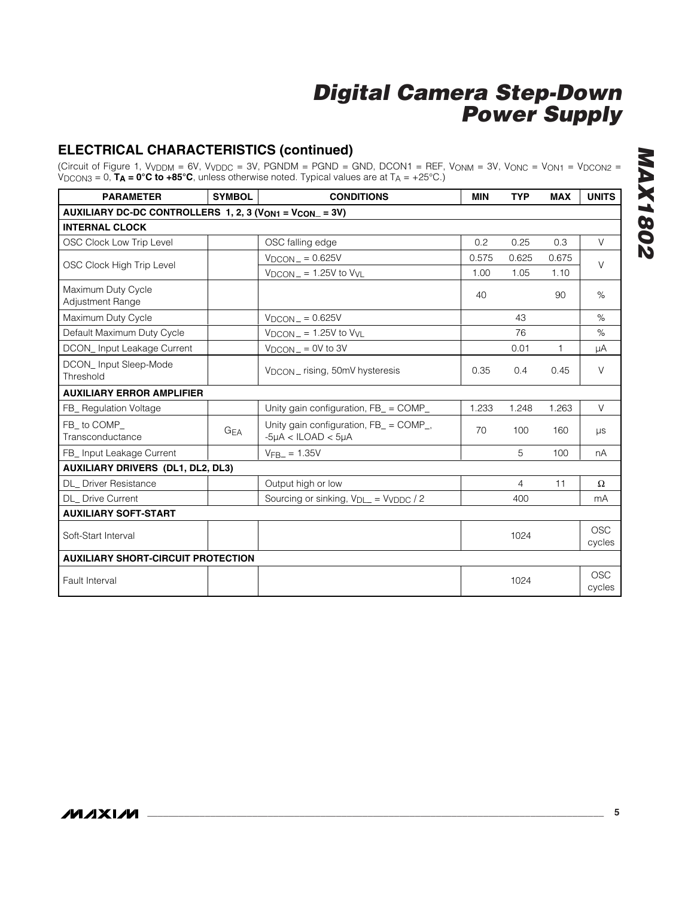## ELECTRICAL CHARACTERISTICS (continued)

(Circuit of Figure 1, $V_{VDDM}$ = 6V, $V_{VDDC}$ = 3V, PGNDM = PGND = GND, DCON1 = REF, $V_{ONM}$ = 3V, $V_{ONC}$ = $V_{ON1}$ = $V_{DCON2}$ = $V_{DCON3}$ = 0, **$T_A$ = 0°C to +85°C**, unless otherwise noted. Typical values are at $T_A$ = +25°C.)

| PARAMETER | SYMBOL | CONDITIONS | MIN | TYP | MAX | UNITS |
|---|---|---|---|---|---|---|
| **AUXILIARY DC-DC CONTROLLERS 1, 2, 3 ($V_{ON1}$ = $V_{CON\_}$ = 3V)** | | | | | | |
| **INTERNAL CLOCK** | | | | | | |
| OSC Clock Low Trip Level | | OSC falling edge | 0.2 | 0.25 | 0.3 | V |
| OSC Clock High Trip Level | | $V_{DCON\_}$ = 0.625V | 0.575 | 0.625 | 0.675 | V |
| | | $V_{DCON\_}$ = 1.25V to $V_{VL}$ | 1.00 | 1.05 | 1.10 | |
| Maximum Duty Cycle Adjustment Range | | | 40 | | 90 | % |
| Maximum Duty Cycle | | $V_{DCON\_}$ = 0.625V | | 43 | | % |
| Default Maximum Duty Cycle | | $V_{DCON\_}$ = 1.25V to $V_{VL}$ | | 76 | | % |
| DCON_ Input Leakage Current | | $V_{DCON\_}$ = 0V to 3V | | 0.01 | 1 | µA |
| DCON_ Input Sleep-Mode Threshold | | $V_{DCON\_}$ rising, 50mV hysteresis | 0.35 | 0.4 | 0.45 | V |
| **AUXILIARY ERROR AMPLIFIER** | | | | | | |
| FB_ Regulation Voltage | | Unity gain configuration, FB_ = COMP_ | 1.233 | 1.248 | 1.263 | V |
| FB_ to COMP_ Transconductance | $G_{EA}$ | Unity gain configuration, FB_ = COMP_, -5µA < ILOAD < 5µA | 70 | 100 | 160 | µs |
| FB_ Input Leakage Current | | $V_{FB\_}$ = 1.35V | | 5 | 100 | nA |
| **AUXILIARY DRIVERS (DL1, DL2, DL3)** | | | | | | |
| DL_ Driver Resistance | | Output high or low | | 4 | 11 | Ω |
| DL_ Drive Current | | Sourcing or sinking, $V_{DL\_}$ = $V_{VDDC}$ / 2 | | 400 | | mA |
| **AUXILIARY SOFT-START** | | | | | | |
| Soft-Start Interval | | | | 1024 | | OSC cycles |
| **AUXILIARY SHORT-CIRCUIT PROTECTION** | | | | | | |
| Fault Interval | | | | 1024 | | OSC cycles |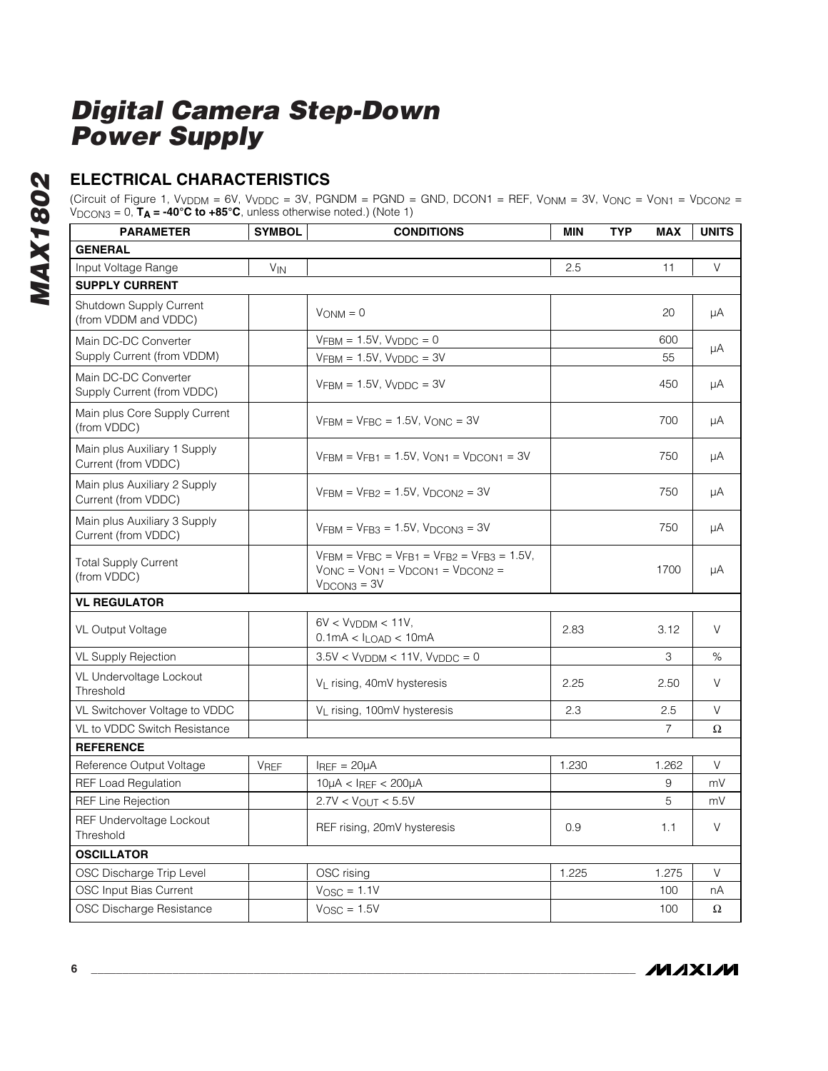# Digital Camera Step-Down Power Supply

## ELECTRICAL CHARACTERISTICS

(Circuit of Figure 1, $V_{VDDM}$ = 6V, $V_{VDDC}$ = 3V, PGNDM = PGND = GND, DCON1 = REF, $V_{ONM}$ = 3V, $V_{ONC}$ = $V_{ON1}$ = $V_{DCON2}$ = $V_{DCON3}$ = 0, **$T_A$ = -40°C to +85°C**, unless otherwise noted.) (Note 1)

| PARAMETER | SYMBOL | CONDITIONS | MIN | TYP | MAX | UNITS |
|---|---|---|---|---|---|---|
| **GENERAL** | | | | | | |
| Input Voltage Range | $V_{IN}$ | | 2.5 | | 11 | V |
| **SUPPLY CURRENT** | | | | | | |
| Shutdown Supply Current (from VDDM and VDDC) | | $V_{ONM}$ = 0 | | | 20 | µA |
| Main DC-DC Converter Supply Current (from VDDM) | | $V_{FBM}$ = 1.5V, $V_{VDDC}$ = 0 | | | 600 | µA |
| | | $V_{FBM}$ = 1.5V, $V_{VDDC}$ = 3V | | | 55 | µA |
| Main DC-DC Converter Supply Current (from VDDC) | | $V_{FBM}$ = 1.5V, $V_{VDDC}$ = 3V | | | 450 | µA |
| Main plus Core Supply Current (from VDDC) | | $V_{FBM}$ = $V_{FBC}$ = 1.5V, $V_{ONC}$ = 3V | | | 700 | µA |
| Main plus Auxiliary 1 Supply Current (from VDDC) | | $V_{FBM}$ = $V_{FB1}$ = 1.5V, $V_{ON1}$ = $V_{DCON1}$ = 3V | | | 750 | µA |
| Main plus Auxiliary 2 Supply Current (from VDDC) | | $V_{FBM}$ = $V_{FB2}$ = 1.5V, $V_{DCON2}$ = 3V | | | 750 | µA |
| Main plus Auxiliary 3 Supply Current (from VDDC) | | $V_{FBM}$ = $V_{FB3}$ = 1.5V, $V_{DCON3}$ = 3V | | | 750 | µA |
| Total Supply Current (from VDDC) | | $V_{FBM}$ = $V_{FBC}$ = $V_{FB1}$ = $V_{FB2}$ = $V_{FB3}$ = 1.5V, $V_{ONC}$ = $V_{ON1}$ = $V_{DCON1}$ = $V_{DCON2}$ = $V_{DCON3}$ = 3V | | | 1700 | µA |
| **VL REGULATOR** | | | | | | |
| VL Output Voltage | | 6V < $V_{VDDM}$ < 11V, 0.1mA < $I_{LOAD}$ < 10mA | 2.83 | | 3.12 | V |
| VL Supply Rejection | | 3.5V < $V_{VDDM}$ < 11V, $V_{VDDC}$ = 0 | | | 3 | % |
| VL Undervoltage Lockout Threshold | | $V_L$ rising, 40mV hysteresis | 2.25 | | 2.50 | V |
| VL Switchover Voltage to VDDC | | $V_L$ rising, 100mV hysteresis | 2.3 | | 2.5 | V |
| VL to VDDC Switch Resistance | | | | | 7 | Ω |
| **REFERENCE** | | | | | | |
| Reference Output Voltage | $V_{REF}$ | $I_{REF}$ = 20µA | 1.230 | | 1.262 | V |
| REF Load Regulation | | 10µA < $I_{REF}$ < 200µA | | | 9 | mV |
| REF Line Rejection | | 2.7V < $V_{OUT}$ < 5.5V | | | 5 | mV |
| REF Undervoltage Lockout Threshold | | REF rising, 20mV hysteresis | 0.9 | | 1.1 | V |
| **OSCILLATOR** | | | | | | |
| OSC Discharge Trip Level | | OSC rising | 1.225 | | 1.275 | V |
| OSC Input Bias Current | | $V_{OSC}$ = 1.1V | | | 100 | nA |
| OSC Discharge Resistance | | $V_{OSC}$ = 1.5V | | | 100 | Ω |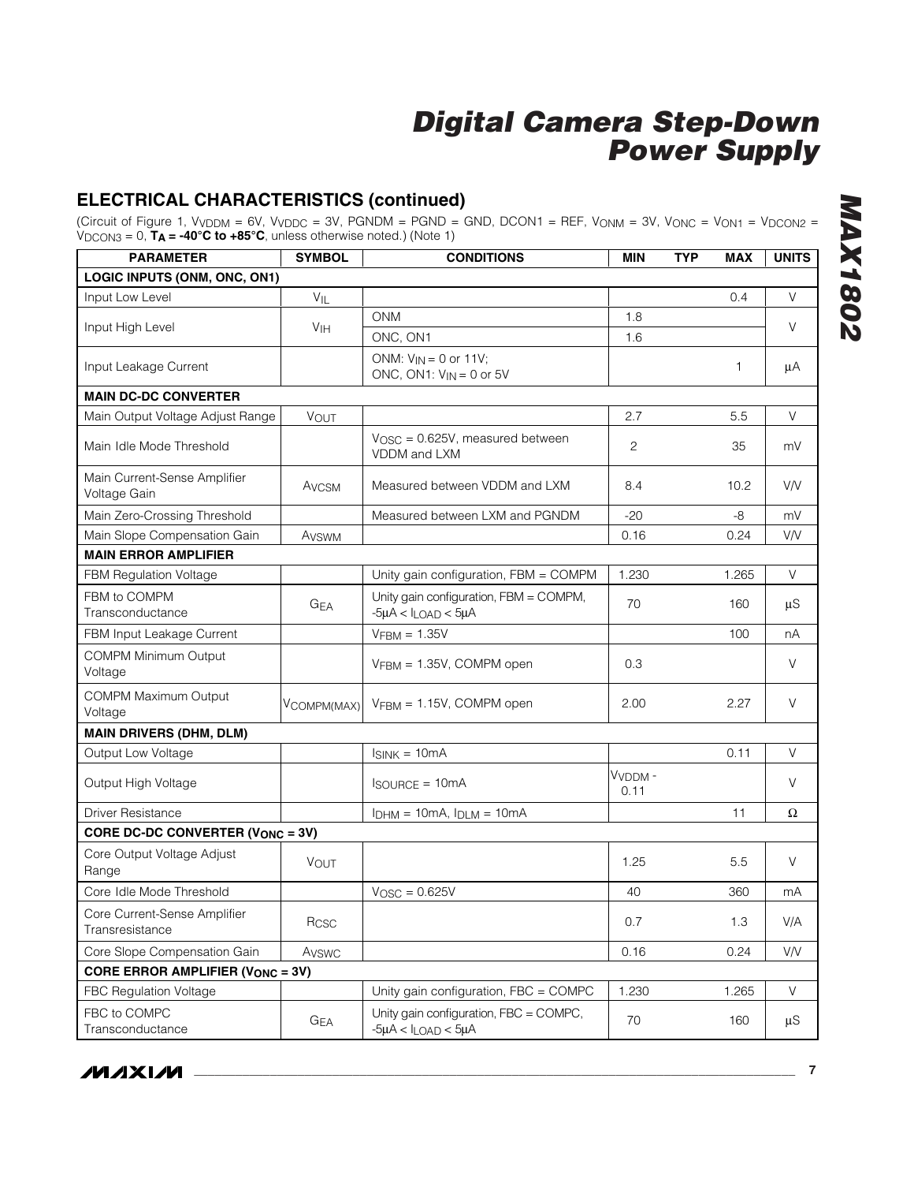## ELECTRICAL CHARACTERISTICS (continued)

(Circuit of Figure 1, $V_{VDDM}$ = 6V, $V_{VDDC}$ = 3V, PGNDM = PGND = GND, DCON1 = REF, $V_{ONM}$ = 3V, $V_{ONC}$ = $V_{ON1}$ = $V_{DCON2}$ = $V_{DCON3}$ = 0, **$T_A$ = -40°C to +85°C**, unless otherwise noted.) (Note 1)

| PARAMETER | SYMBOL | CONDITIONS | MIN | TYP | MAX | UNITS |
|---|---|---|---|---|---|---|
| **LOGIC INPUTS (ONM, ONC, ON1)** | | | | | | |
| Input Low Level | $V_{IL}$ | | | | 0.4 | V |
| Input High Level | $V_{IH}$ | ONM | 1.8 | | | V |
| | | ONC, ON1 | 1.6 | | | |
| Input Leakage Current | | ONM: $V_{IN}$ = 0 or 11V; ONC, ON1: $V_{IN}$ = 0 or 5V | | | 1 | µA |
| **MAIN DC-DC CONVERTER** | | | | | | |
| Main Output Voltage Adjust Range | $V_{OUT}$ | | 2.7 | | 5.5 | V |
| Main Idle Mode Threshold | | $V_{OSC}$ = 0.625V, measured between VDDM and LXM | 2 | | 35 | mV |
| Main Current-Sense Amplifier Voltage Gain | $A_{VCSM}$ | Measured between VDDM and LXM | 8.4 | | 10.2 | V/V |
| Main Zero-Crossing Threshold | | Measured between LXM and PGNDM | -20 | | -8 | mV |
| Main Slope Compensation Gain | $A_{VSWM}$ | | 0.16 | | 0.24 | V/V |
| **MAIN ERROR AMPLIFIER** | | | | | | |
| FBM Regulation Voltage | | Unity gain configuration, FBM = COMPM | 1.230 | | 1.265 | V |
| FBM to COMPM Transconductance | $G_{EA}$ | Unity gain configuration, FBM = COMPM, -5µA < $I_{LOAD}$ < 5µA | 70 | | 160 | µS |
| FBM Input Leakage Current | | $V_{FBM}$ = 1.35V | | | 100 | nA |
| COMPM Minimum Output Voltage | | $V_{FBM}$ = 1.35V, COMPM open | 0.3 | | | V |
| COMPM Maximum Output Voltage | $V_{COMPM(MAX)}$ | $V_{FBM}$ = 1.15V, COMPM open | 2.00 | | 2.27 | V |
| **MAIN DRIVERS (DHM, DLM)** | | | | | | |
| Output Low Voltage | | $I_{SINK}$ = 10mA | | | 0.11 | V |
| Output High Voltage | | $I_{SOURCE}$ = 10mA | $V_{VDDM}$ - 0.11 | | | V |
| Driver Resistance | | $I_{DHM}$ = 10mA, $I_{DLM}$ = 10mA | | | 11 | Ω |
| **CORE DC-DC CONVERTER ($V_{ONC}$ = 3V)** | | | | | | |
| Core Output Voltage Adjust Range | $V_{OUT}$ | | 1.25 | | 5.5 | V |
| Core Idle Mode Threshold | | $V_{OSC}$ = 0.625V | 40 | | 360 | mA |
| Core Current-Sense Amplifier Transresistance | $R_{CSC}$ | | 0.7 | | 1.3 | V/A |
| Core Slope Compensation Gain | $A_{VSWC}$ | | 0.16 | | 0.24 | V/V |
| **CORE ERROR AMPLIFIER ($V_{ONC}$ = 3V)** | | | | | | |
| FBC Regulation Voltage | | Unity gain configuration, FBC = COMPC | 1.230 | | 1.265 | V |
| FBC to COMPC Transconductance | $G_{EA}$ | Unity gain configuration, FBC = COMPC, -5µA < $I_{LOAD}$ < 5µA | 70 | | 160 | µS |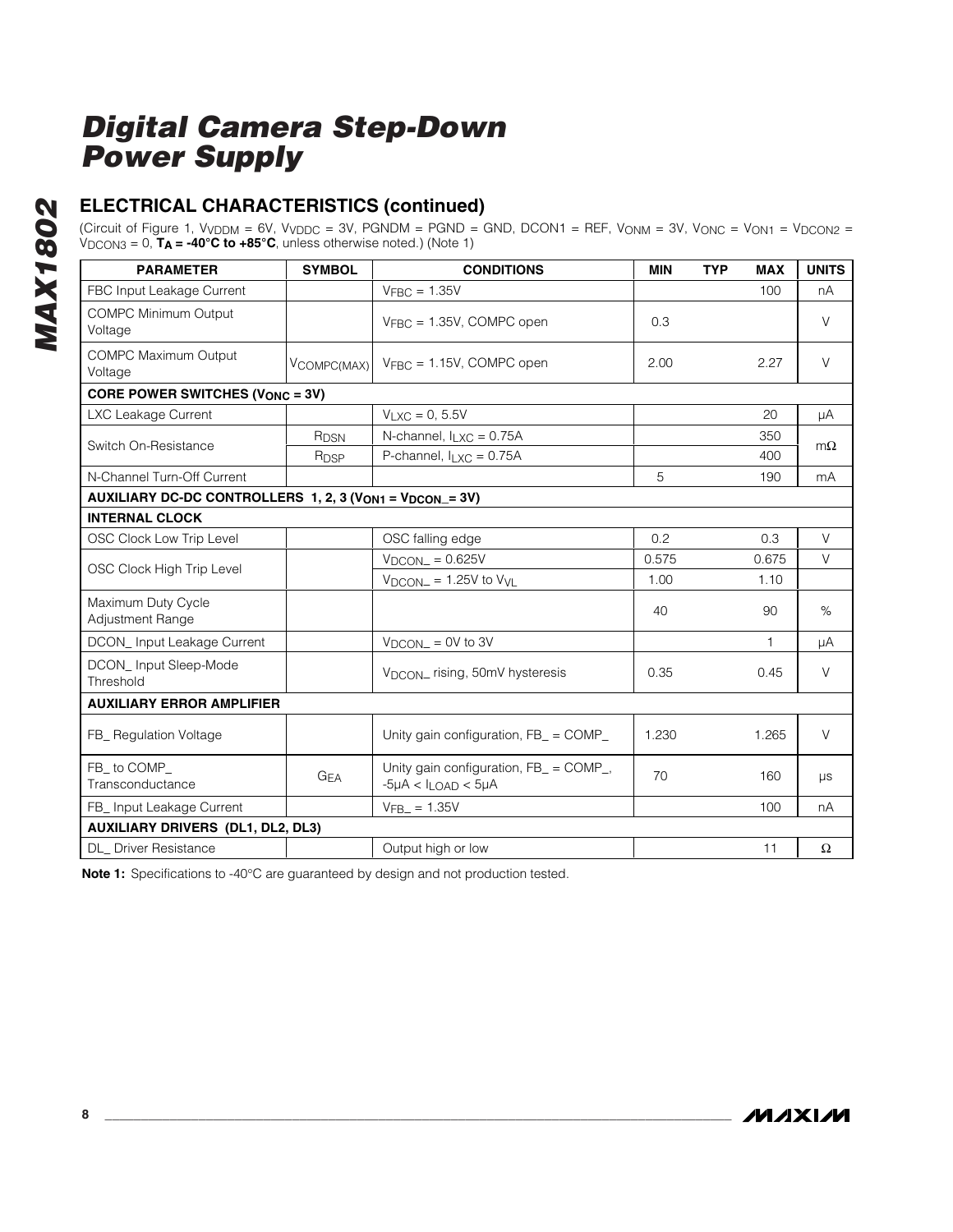## ELECTRICAL CHARACTERISTICS (continued)

(Circuit of Figure 1, $V_{VDDM}$ = 6V, $V_{VDDC}$ = 3V, PGNDM = PGND = GND, DCON1 = REF, $V_{ONM}$ = 3V, $V_{ONC}$ = $V_{ON1}$ = $V_{DCON2}$ = $V_{DCON3}$ = 0, **$T_A$ = -40°C to +85°C**, unless otherwise noted.) (Note 1)

| PARAMETER | SYMBOL | CONDITIONS | MIN | TYP | MAX | UNITS |
|---|---|---|---|---|---|---|
| FBC Input Leakage Current | | $V_{FBC}$ = 1.35V | | | 100 | nA |
| COMPC Minimum Output Voltage | | $V_{FBC}$ = 1.35V, COMPC open | 0.3 | | | V |
| COMPC Maximum Output Voltage | $V_{COMPC(MAX)}$ | $V_{FBC}$ = 1.15V, COMPC open | 2.00 | | 2.27 | V |
| **CORE POWER SWITCHES ($V_{ONC}$ = 3V)** | | | | | | |
| LXC Leakage Current | | $V_{LXC}$ = 0, 5.5V | | | 20 | µA |
| Switch On-Resistance | $R_{DSN}$ | N-channel, $I_{LXC}$ = 0.75A | | | 350 | mΩ |
| | $R_{DSP}$ | P-channel, $I_{LXC}$ = 0.75A | | | 400 | |
| N-Channel Turn-Off Current | | | 5 | | 190 | mA |
| **AUXILIARY DC-DC CONTROLLERS 1, 2, 3 ($V_{ON1}$ = $V_{DCON\_}$= 3V)** | | | | | | |
| **INTERNAL CLOCK** | | | | | | |
| OSC Clock Low Trip Level | | OSC falling edge | 0.2 | | 0.3 | V |
| OSC Clock High Trip Level | | $V_{DCON\_}$ = 0.625V | 0.575 | | 0.675 | V |
| | | $V_{DCON\_}$ = 1.25V to $V_{VL}$ | 1.00 | | 1.10 | |
| Maximum Duty Cycle Adjustment Range | | | 40 | | 90 | % |
| DCON_ Input Leakage Current | | $V_{DCON\_}$ = 0V to 3V | | | 1 | µA |
| DCON_ Input Sleep-Mode Threshold | | $V_{DCON\_}$ rising, 50mV hysteresis | 0.35 | | 0.45 | V |
| **AUXILIARY ERROR AMPLIFIER** | | | | | | |
| FB_ Regulation Voltage | | Unity gain configuration, FB_ = COMP_ | 1.230 | | 1.265 | V |
| FB_ to COMP_ Transconductance | $G_{EA}$ | Unity gain configuration, FB_ = COMP_, -5µA < $I_{LOAD}$ < 5µA | 70 | | 160 | µs |
| FB_ Input Leakage Current | | $V_{FB\_}$ = 1.35V | | | 100 | nA |
| **AUXILIARY DRIVERS (DL1, DL2, DL3)** | | | | | | |
| DL_ Driver Resistance | | Output high or low | | | 11 | Ω |

**Note 1:** Specifications to -40°C are guaranteed by design and not production tested.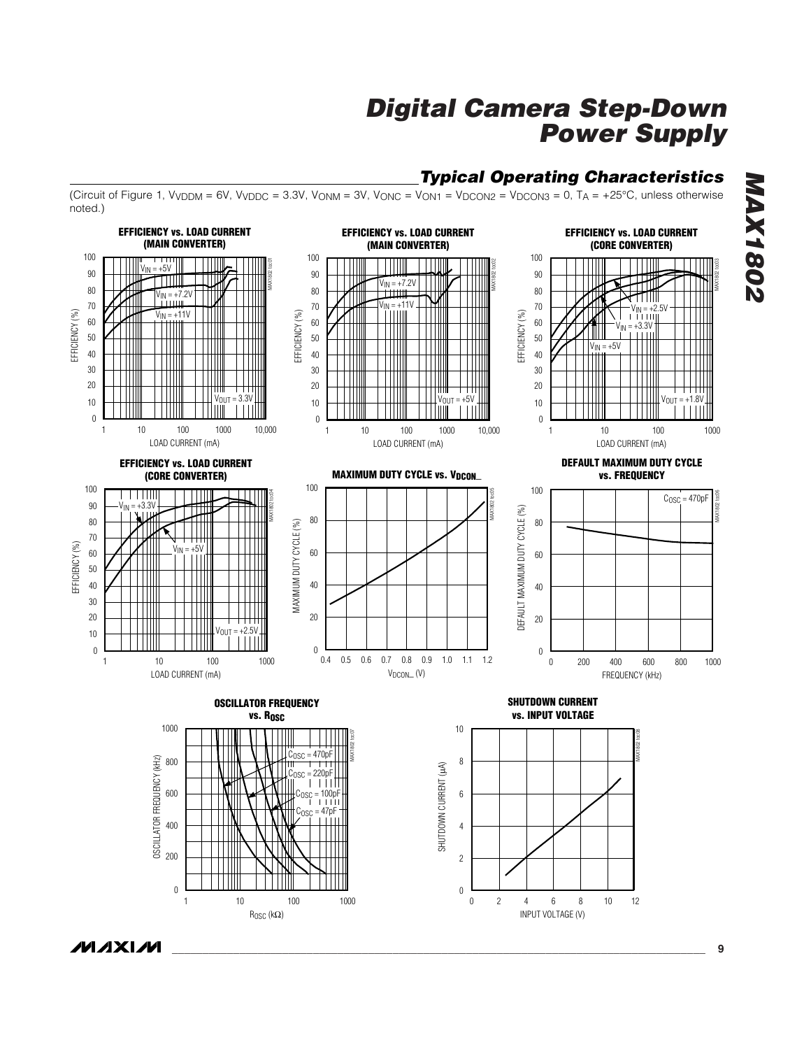## Typical Operating Characteristics

(Circuit of Figure 1, $V_{VDDM}$ = 6V, $V_{VDDC}$ = 3.3V, $V_{ONM}$ = 3V, $V_{ONC}$ = $V_{ON1}$ = $V_{DCON2}$ = $V_{DCON3}$ = 0, $T_A$ = +25°C, unless otherwise noted.)

**EFFICIENCY vs. LOAD CURRENT (MAIN CONVERTER)**

**EFFICIENCY vs. LOAD CURRENT (MAIN CONVERTER)**

**EFFICIENCY vs. LOAD CURRENT (CORE CONVERTER)**

**EFFICIENCY vs. LOAD CURRENT (CORE CONVERTER)**

**MAXIMUM DUTY CYCLE vs. $V_{DCON\_}$**

**DEFAULT MAXIMUM DUTY CYCLE vs. FREQUENCY**

**OSCILLATOR FREQUENCY vs. $R_{OSC}$**

**SHUTDOWN CURRENT vs. INPUT VOLTAGE**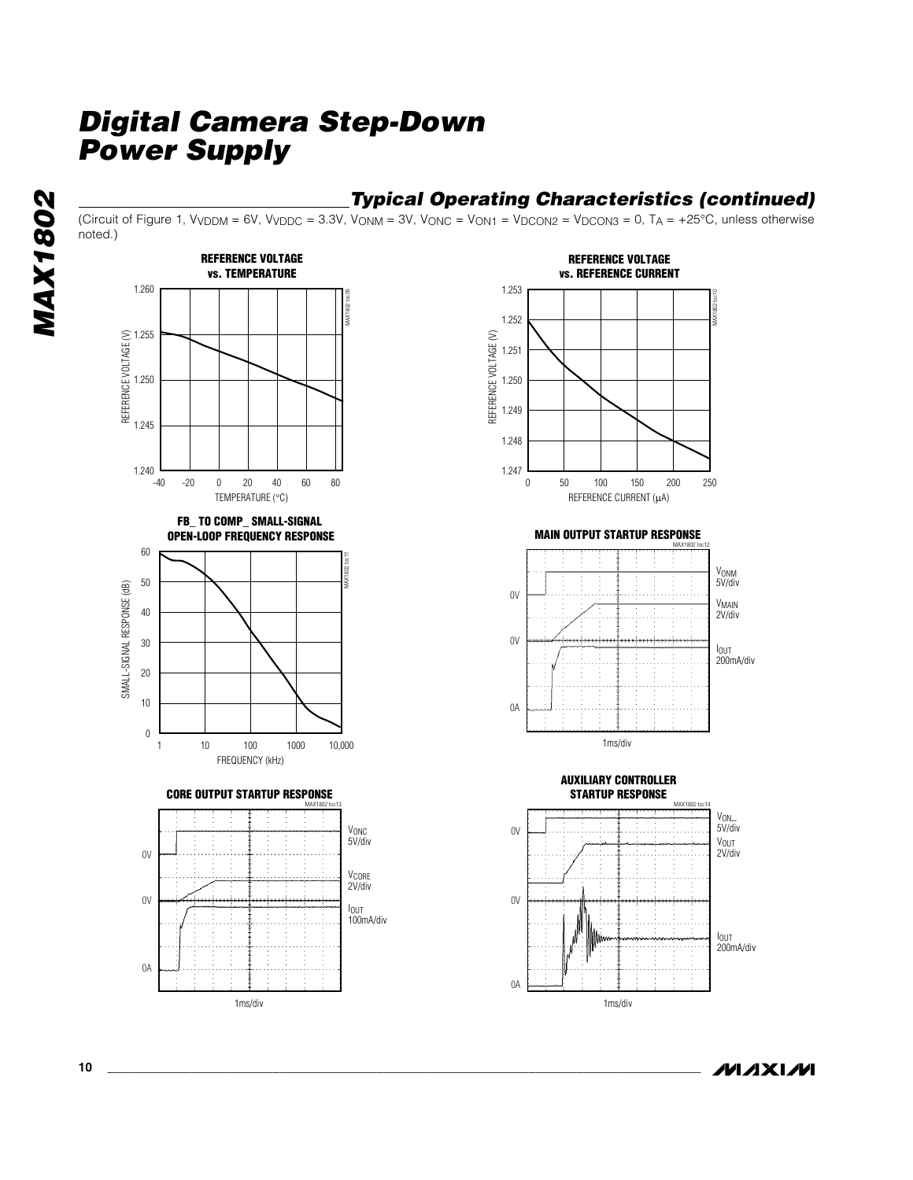## Typical Operating Characteristics (continued)

(Circuit of Figure 1, $V_{VDDM}$ = 6V, $V_{VDDC}$ = 3.3V, $V_{ONM}$ = 3V, $V_{ONC}$ = $V_{ON1}$ = $V_{DCON2}$ = $V_{DCON3}$ = 0, $T_A$ = +25°C, unless otherwise noted.)

**REFERENCE VOLTAGE vs. TEMPERATURE**

**REFERENCE VOLTAGE vs. REFERENCE CURRENT**

**FB_ TO COMP_ SMALL-SIGNAL OPEN-LOOP FREQUENCY RESPONSE**

**MAIN OUTPUT STARTUP RESPONSE**

**CORE OUTPUT STARTUP RESPONSE**

**AUXILIARY CONTROLLER STARTUP RESPONSE**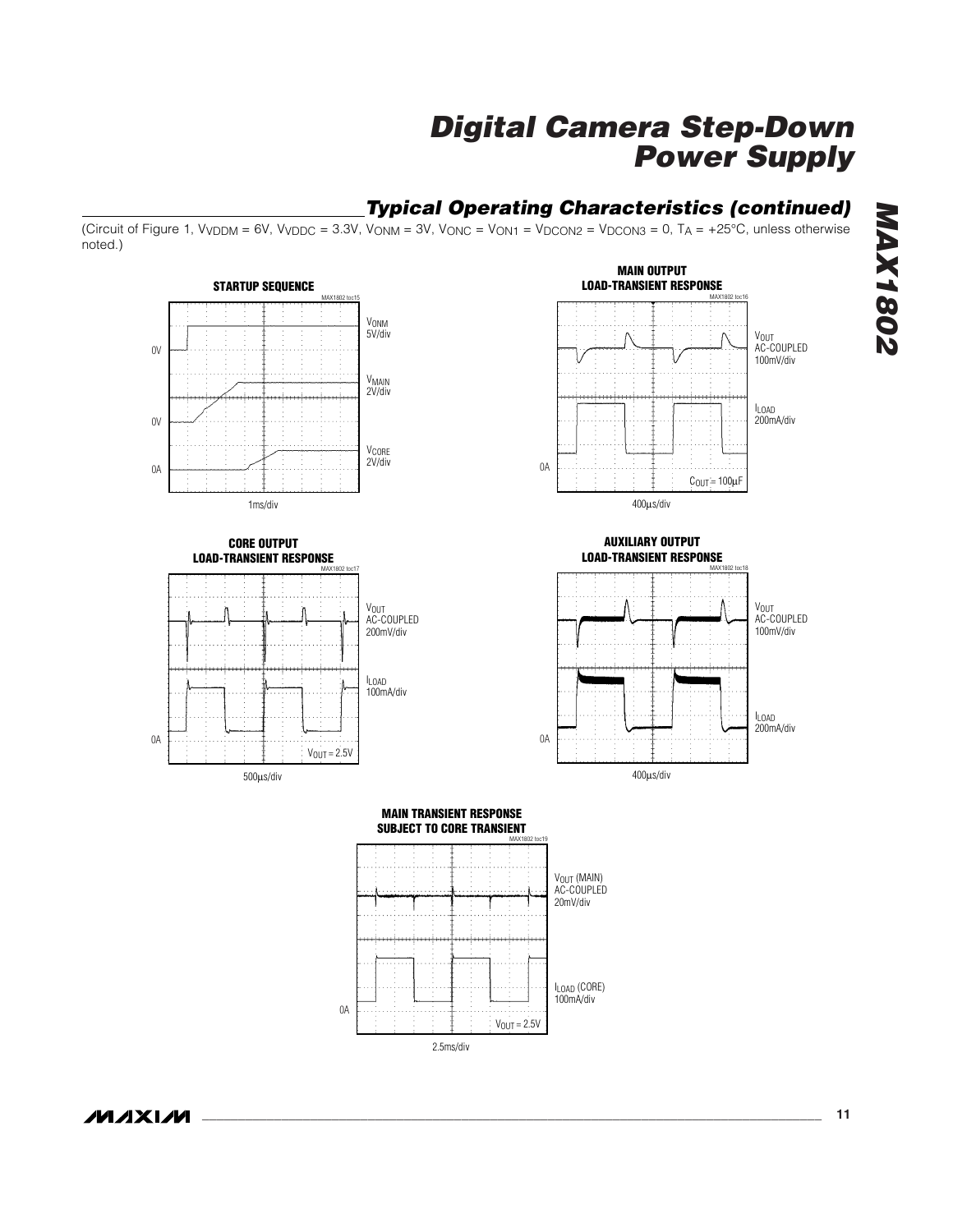## Typical Operating Characteristics (continued)

(Circuit of Figure 1, $V_{VDDM}$ = 6V, $V_{VDDC}$ = 3.3V, $V_{ONM}$ = 3V, $V_{ONC}$ = $V_{ON1}$ = $V_{DCON2}$ = $V_{DCON3}$ = 0, $T_A$ = +25°C, unless otherwise noted.)

**STARTUP SEQUENCE**

MAX1802 toc15

$V_{ONM}$ 5V/div

$V_{MAIN}$ 2V/div

$V_{CORE}$ 2V/div

0V

0V

0A

1ms/div

**MAIN OUTPUT LOAD-TRANSIENT RESPONSE**

MAX1802 toc16

$V_{OUT}$ AC-COUPLED 100mV/div

$I_{LOAD}$ 200mA/div

0A

$C_{OUT}$ = 100µF

400µs/div

**CORE OUTPUT LOAD-TRANSIENT RESPONSE**

MAX1802 toc17

$V_{OUT}$ AC-COUPLED 200mV/div

$I_{LOAD}$ 100mA/div

0A

$V_{OUT}$ = 2.5V

500µs/div

**AUXILIARY OUTPUT LOAD-TRANSIENT RESPONSE**

MAX1802 toc18

$V_{OUT}$ AC-COUPLED 100mV/div

$I_{LOAD}$ 200mA/div

0A

400µs/div

**MAIN TRANSIENT RESPONSE SUBJECT TO CORE TRANSIENT**

MAX1802 toc19

$V_{OUT}$ (MAIN) AC-COUPLED 20mV/div

$I_{LOAD}$ (CORE) 100mA/div

0A

$V_{OUT}$ = 2.5V

2.5ms/div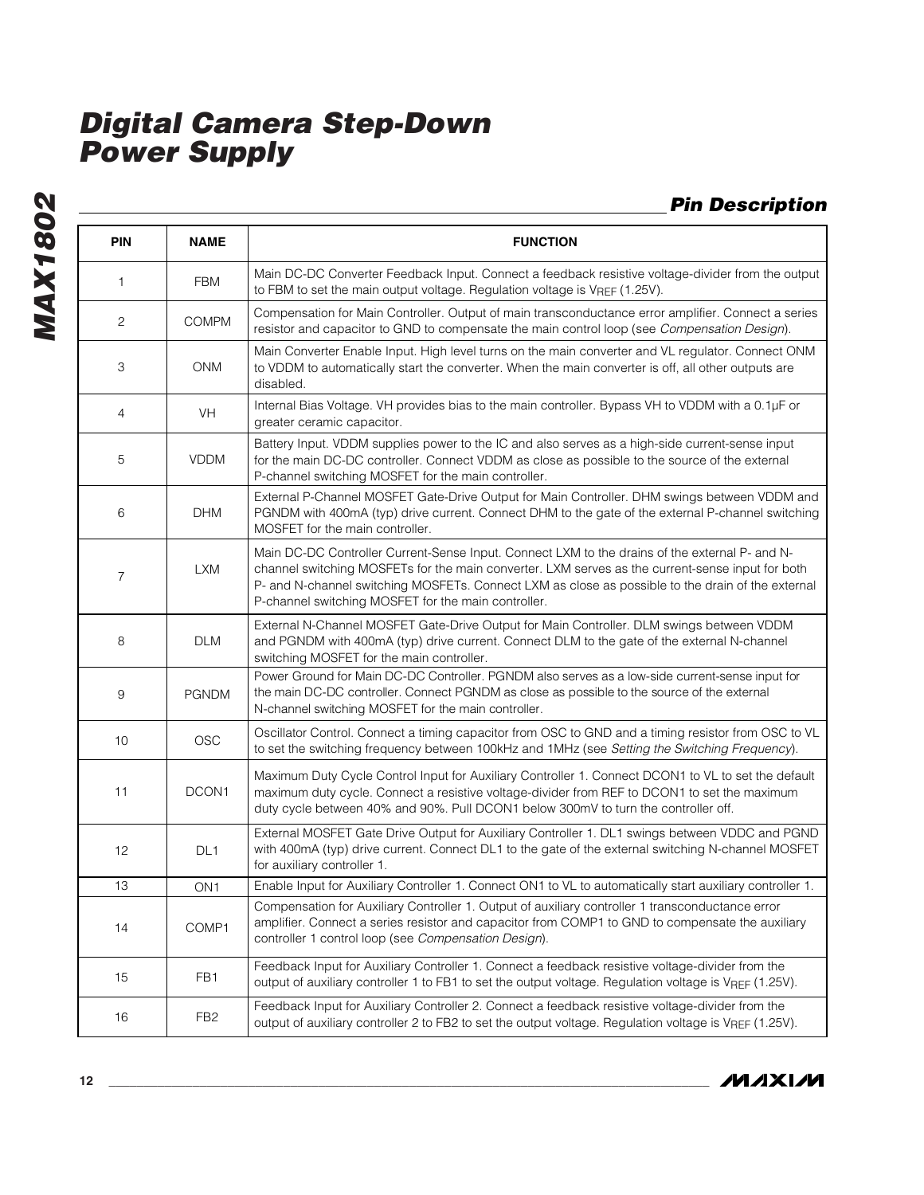## Pin Description

| PIN | NAME | FUNCTION |
|---|---|---|
| 1 | FBM | Main DC-DC Converter Feedback Input. Connect a feedback resistive voltage-divider from the output to FBM to set the main output voltage. Regulation voltage is $V_{REF}$ (1.25V). |
| 2 | COMPM | Compensation for Main Controller. Output of main transconductance error amplifier. Connect a series resistor and capacitor to GND to compensate the main control loop (see *Compensation Design*). |
| 3 | ONM | Main Converter Enable Input. High level turns on the main converter and VL regulator. Connect ONM to VDDM to automatically start the converter. When the main converter is off, all other outputs are disabled. |
| 4 | VH | Internal Bias Voltage. VH provides bias to the main controller. Bypass VH to VDDM with a 0.1µF or greater ceramic capacitor. |
| 5 | VDDM | Battery Input. VDDM supplies power to the IC and also serves as a high-side current-sense input for the main DC-DC controller. Connect VDDM as close as possible to the source of the external P-channel switching MOSFET for the main controller. |
| 6 | DHM | External P-Channel MOSFET Gate-Drive Output for Main Controller. DHM swings between VDDM and PGNDM with 400mA (typ) drive current. Connect DHM to the gate of the external P-channel switching MOSFET for the main controller. |
| 7 | LXM | Main DC-DC Controller Current-Sense Input. Connect LXM to the drains of the external P- and N-channel switching MOSFETs for the main converter. LXM serves as the current-sense input for both P- and N-channel switching MOSFETs. Connect LXM as close as possible to the drain of the external P-channel switching MOSFET for the main controller. |
| 8 | DLM | External N-Channel MOSFET Gate-Drive Output for Main Controller. DLM swings between VDDM and PGNDM with 400mA (typ) drive current. Connect DLM to the gate of the external N-channel switching MOSFET for the main controller. |
| 9 | PGNDM | Power Ground for Main DC-DC Controller. PGNDM also serves as a low-side current-sense input for the main DC-DC controller. Connect PGNDM as close as possible to the source of the external N-channel switching MOSFET for the main controller. |
| 10 | OSC | Oscillator Control. Connect a timing capacitor from OSC to GND and a timing resistor from OSC to VL to set the switching frequency between 100kHz and 1MHz (see *Setting the Switching Frequency*). |
| 11 | DCON1 | Maximum Duty Cycle Control Input for Auxiliary Controller 1. Connect DCON1 to VL to set the default maximum duty cycle. Connect a resistive voltage-divider from REF to DCON1 to set the maximum duty cycle between 40% and 90%. Pull DCON1 below 300mV to turn the controller off. |
| 12 | DL1 | External MOSFET Gate Drive Output for Auxiliary Controller 1. DL1 swings between VDDC and PGND with 400mA (typ) drive current. Connect DL1 to the gate of the external switching N-channel MOSFET for auxiliary controller 1. |
| 13 | ON1 | Enable Input for Auxiliary Controller 1. Connect ON1 to VL to automatically start auxiliary controller 1. |
| 14 | COMP1 | Compensation for Auxiliary Controller 1. Output of auxiliary controller 1 transconductance error amplifier. Connect a series resistor and capacitor from COMP1 to GND to compensate the auxiliary controller 1 control loop (see *Compensation Design*). |
| 15 | FB1 | Feedback Input for Auxiliary Controller 1. Connect a feedback resistive voltage-divider from the output of auxiliary controller 1 to FB1 to set the output voltage. Regulation voltage is $V_{REF}$ (1.25V). |
| 16 | FB2 | Feedback Input for Auxiliary Controller 2. Connect a feedback resistive voltage-divider from the output of auxiliary controller 2 to FB2 to set the output voltage. Regulation voltage is $V_{REF}$ (1.25V). |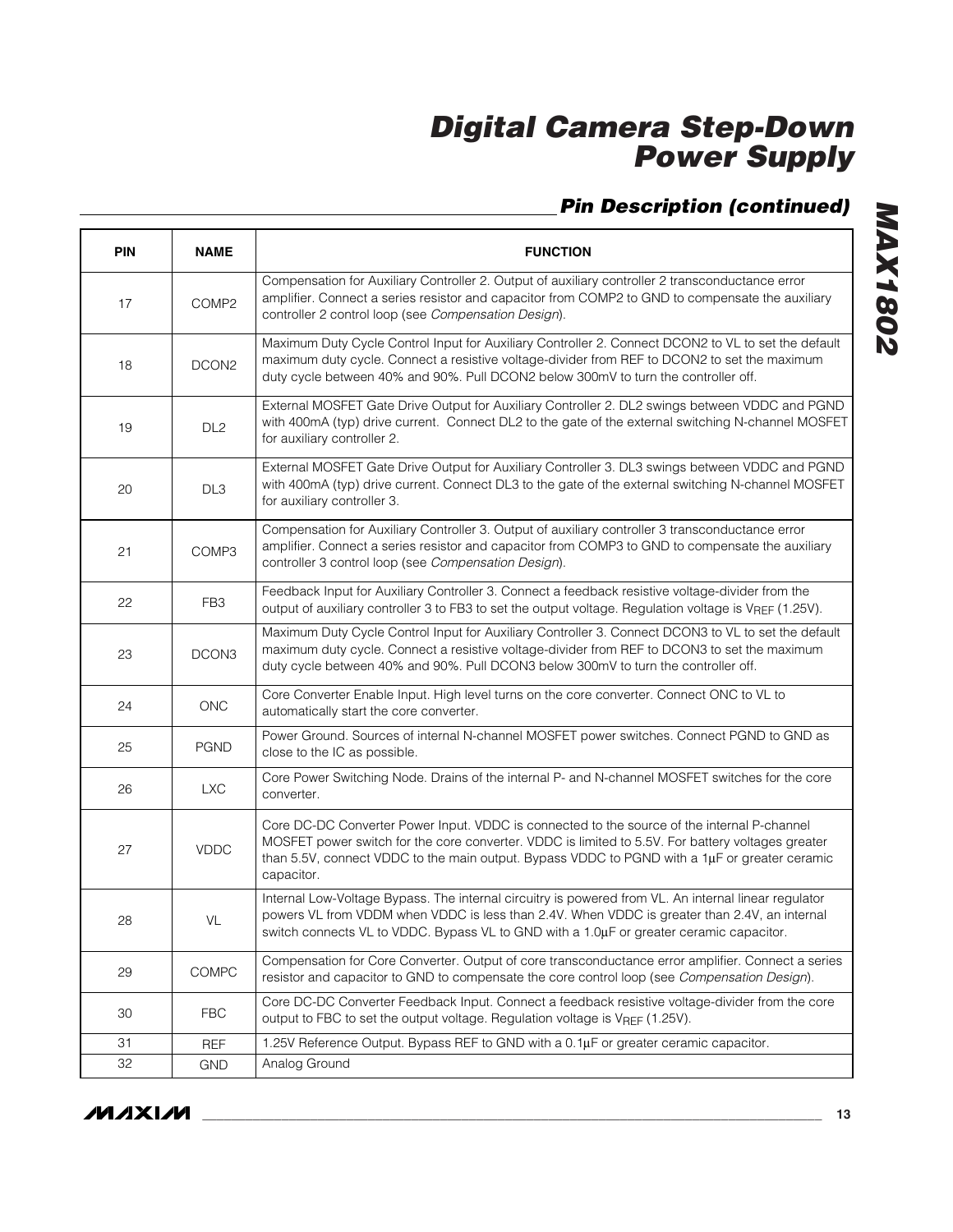## Pin Description (continued)

| PIN | NAME | FUNCTION |
|---|---|---|
| 17 | COMP2 | Compensation for Auxiliary Controller 2. Output of auxiliary controller 2 transconductance error amplifier. Connect a series resistor and capacitor from COMP2 to GND to compensate the auxiliary controller 2 control loop (see *Compensation Design*). |
| 18 | DCON2 | Maximum Duty Cycle Control Input for Auxiliary Controller 2. Connect DCON2 to VL to set the default maximum duty cycle. Connect a resistive voltage-divider from REF to DCON2 to set the maximum duty cycle between 40% and 90%. Pull DCON2 below 300mV to turn the controller off. |
| 19 | DL2 | External MOSFET Gate Drive Output for Auxiliary Controller 2. DL2 swings between VDDC and PGND with 400mA (typ) drive current. Connect DL2 to the gate of the external switching N-channel MOSFET for auxiliary controller 2. |
| 20 | DL3 | External MOSFET Gate Drive Output for Auxiliary Controller 3. DL3 swings between VDDC and PGND with 400mA (typ) drive current. Connect DL3 to the gate of the external switching N-channel MOSFET for auxiliary controller 3. |
| 21 | COMP3 | Compensation for Auxiliary Controller 3. Output of auxiliary controller 3 transconductance error amplifier. Connect a series resistor and capacitor from COMP3 to GND to compensate the auxiliary controller 3 control loop (see *Compensation Design*). |
| 22 | FB3 | Feedback Input for Auxiliary Controller 3. Connect a feedback resistive voltage-divider from the output of auxiliary controller 3 to FB3 to set the output voltage. Regulation voltage is $V_{REF}$ (1.25V). |
| 23 | DCON3 | Maximum Duty Cycle Control Input for Auxiliary Controller 3. Connect DCON3 to VL to set the default maximum duty cycle. Connect a resistive voltage-divider from REF to DCON3 to set the maximum duty cycle between 40% and 90%. Pull DCON3 below 300mV to turn the controller off. |
| 24 | ONC | Core Converter Enable Input. High level turns on the core converter. Connect ONC to VL to automatically start the core converter. |
| 25 | PGND | Power Ground. Sources of internal N-channel MOSFET power switches. Connect PGND to GND as close to the IC as possible. |
| 26 | LXC | Core Power Switching Node. Drains of the internal P- and N-channel MOSFET switches for the core converter. |
| 27 | VDDC | Core DC-DC Converter Power Input. VDDC is connected to the source of the internal P-channel MOSFET power switch for the core converter. VDDC is limited to 5.5V. For battery voltages greater than 5.5V, connect VDDC to the main output. Bypass VDDC to PGND with a 1µF or greater ceramic capacitor. |
| 28 | VL | Internal Low-Voltage Bypass. The internal circuitry is powered from VL. An internal linear regulator powers VL from VDDM when VDDC is less than 2.4V. When VDDC is greater than 2.4V, an internal switch connects VL to VDDC. Bypass VL to GND with a 1.0µF or greater ceramic capacitor. |
| 29 | COMPC | Compensation for Core Converter. Output of core transconductance error amplifier. Connect a series resistor and capacitor to GND to compensate the core control loop (see *Compensation Design*). |
| 30 | FBC | Core DC-DC Converter Feedback Input. Connect a feedback resistive voltage-divider from the core output to FBC to set the output voltage. Regulation voltage is $V_{REF}$ (1.25V). |
| 31 | REF | 1.25V Reference Output. Bypass REF to GND with a 0.1µF or greater ceramic capacitor. |
| 32 | GND | Analog Ground |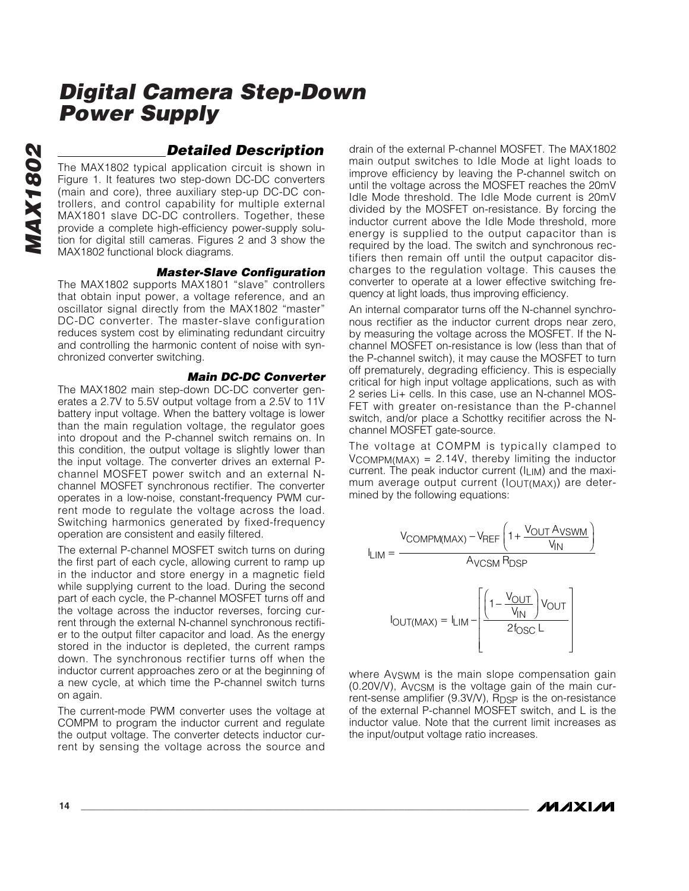## Detailed Description

The MAX1802 typical application circuit is shown in Figure 1. It features two step-down DC-DC converters (main and core), three auxiliary step-up DC-DC controllers, and control capability for multiple external MAX1801 slave DC-DC controllers. Together, these provide a complete high-efficiency power-supply solution for digital still cameras. Figures 2 and 3 show the MAX1802 functional block diagrams.

### Master-Slave Configuration

The MAX1802 supports MAX1801 "slave" controllers that obtain input power, a voltage reference, and an oscillator signal directly from the MAX1802 "master" DC-DC converter. The master-slave configuration reduces system cost by eliminating redundant circuitry and controlling the harmonic content of noise with synchronized converter switching.

### Main DC-DC Converter

The MAX1802 main step-down DC-DC converter generates a 2.7V to 5.5V output voltage from a 2.5V to 11V battery input voltage. When the battery voltage is lower than the main regulation voltage, the regulator goes into dropout and the P-channel switch remains on. In this condition, the output voltage is slightly lower than the input voltage. The converter drives an external P-channel MOSFET power switch and an external N-channel MOSFET synchronous rectifier. The converter operates in a low-noise, constant-frequency PWM current mode to regulate the voltage across the load. Switching harmonics generated by fixed-frequency operation are consistent and easily filtered.

The external P-channel MOSFET switch turns on during the first part of each cycle, allowing current to ramp up in the inductor and store energy in a magnetic field while supplying current to the load. During the second part of each cycle, the P-channel MOSFET turns off and the voltage across the inductor reverses, forcing current through the external N-channel synchronous rectifier to the output filter capacitor and load. As the energy stored in the inductor is depleted, the current ramps down. The synchronous rectifier turns off when the inductor current approaches zero or at the beginning of a new cycle, at which time the P-channel switch turns on again.

The current-mode PWM converter uses the voltage at COMPM to program the inductor current and regulate the output voltage. The converter detects inductor current by sensing the voltage across the source and drain of the external P-channel MOSFET. The MAX1802 main output switches to Idle Mode at light loads to improve efficiency by leaving the P-channel switch on until the voltage across the MOSFET reaches the 20mV Idle Mode threshold. The Idle Mode current is 20mV divided by the MOSFET on-resistance. By forcing the inductor current above the Idle Mode threshold, more energy is supplied to the output capacitor than is required by the load. The switch and synchronous rectifiers then remain off until the output capacitor discharges to the regulation voltage. This causes the converter to operate at a lower effective switching frequency at light loads, thus improving efficiency.

An internal comparator turns off the N-channel synchronous rectifier as the inductor current drops near zero, by measuring the voltage across the MOSFET. If the N-channel MOSFET on-resistance is low (less than that of the P-channel switch), it may cause the MOSFET to turn off prematurely, degrading efficiency. This is especially critical for high input voltage applications, such as with 2 series Li+ cells. In this case, use an N-channel MOSFET with greater on-resistance than the P-channel switch, and/or place a Schottky recitifier across the N-channel MOSFET gate-source.

The voltage at COMPM is typically clamped to $V_{COMPM(MAX)}$ = 2.14V, thereby limiting the inductor current. The peak inductor current ($I_{LIM}$) and the maximum average output current ($I_{OUT(MAX)}$) are determined by the following equations:

$$I_{LIM} = \frac{V_{COMPM(MAX)} - V_{REF}\left(1 + \frac{V_{OUT}\,A_{VSWM}}{V_{IN}}\right)}{A_{VCSM}\,R_{DSP}}$$

$$I_{OUT(MAX)} = I_{LIM} - \left[\frac{\left(1 - \frac{V_{OUT}}{V_{IN}}\right)V_{OUT}}{2f_{OSC}\,L}\right]$$

where $A_{VSWM}$ is the main slope compensation gain (0.20V/V), $A_{VCSM}$ is the voltage gain of the main current-sense amplifier (9.3V/V), $R_{DSP}$ is the on-resistance of the external P-channel MOSFET switch, and L is the inductor value. Note that the current limit increases as the input/output voltage ratio increases.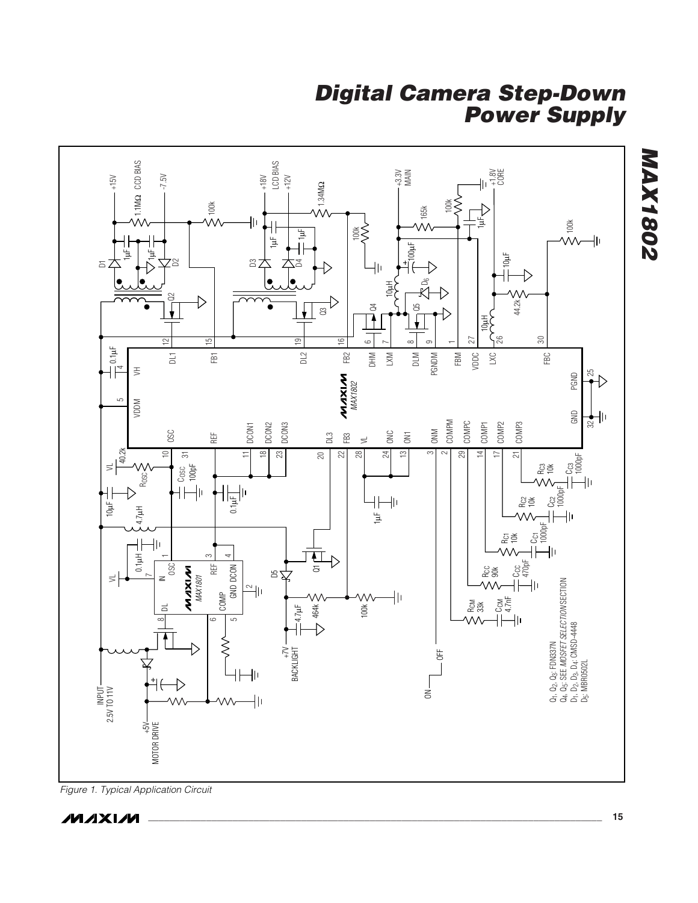Figure 1. Typical Application Circuit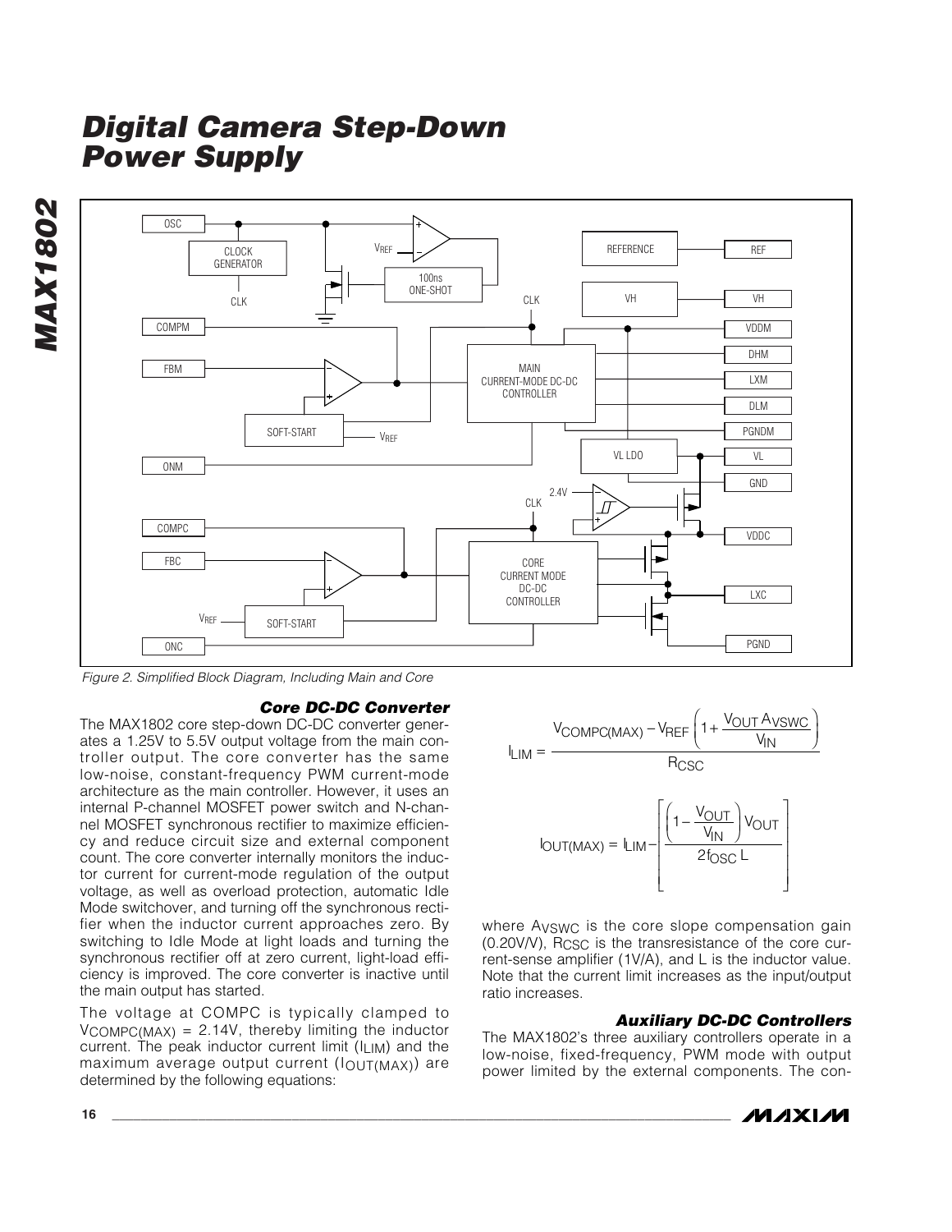Figure 2. Simplified Block Diagram, Including Main and Core

### Core DC-DC Converter

The MAX1802 core step-down DC-DC converter generates a 1.25V to 5.5V output voltage from the main controller output. The core converter has the same low-noise, constant-frequency PWM current-mode architecture as the main controller. However, it uses an internal P-channel MOSFET power switch and N-channel MOSFET synchronous rectifier to maximize efficiency and reduce circuit size and external component count. The core converter internally monitors the inductor current for current-mode regulation of the output voltage, as well as overload protection, automatic Idle Mode switchover, and turning off the synchronous rectifier when the inductor current approaches zero. By switching to Idle Mode at light loads and turning the synchronous rectifier off at zero current, light-load efficiency is improved. The core converter is inactive until the main output has started.

The voltage at COMPC is typically clamped to $V_{COMPC(MAX)}$ = 2.14V, thereby limiting the inductor current. The peak inductor current limit ($I_{LIM}$) and the maximum average output current ($I_{OUT(MAX)}$) are determined by the following equations:

$$I_{LIM} = \frac{V_{COMPC(MAX)} - V_{REF}\left(1 + \frac{V_{OUT} A_{VSWC}}{V_{IN}}\right)}{R_{CSC}}$$

$$I_{OUT(MAX)} = I_{LIM} - \left[\frac{\left(1 - \frac{V_{OUT}}{V_{IN}}\right) V_{OUT}}{2 f_{OSC} L}\right]$$

where $A_{VSWC}$ is the core slope compensation gain (0.20V/V), $R_{CSC}$ is the transresistance of the core current-sense amplifier (1V/A), and L is the inductor value. Note that the current limit increases as the input/output ratio increases.

### Auxiliary DC-DC Controllers

The MAX1802's three auxiliary controllers operate in a low-noise, fixed-frequency, PWM mode with output power limited by the external components. The con-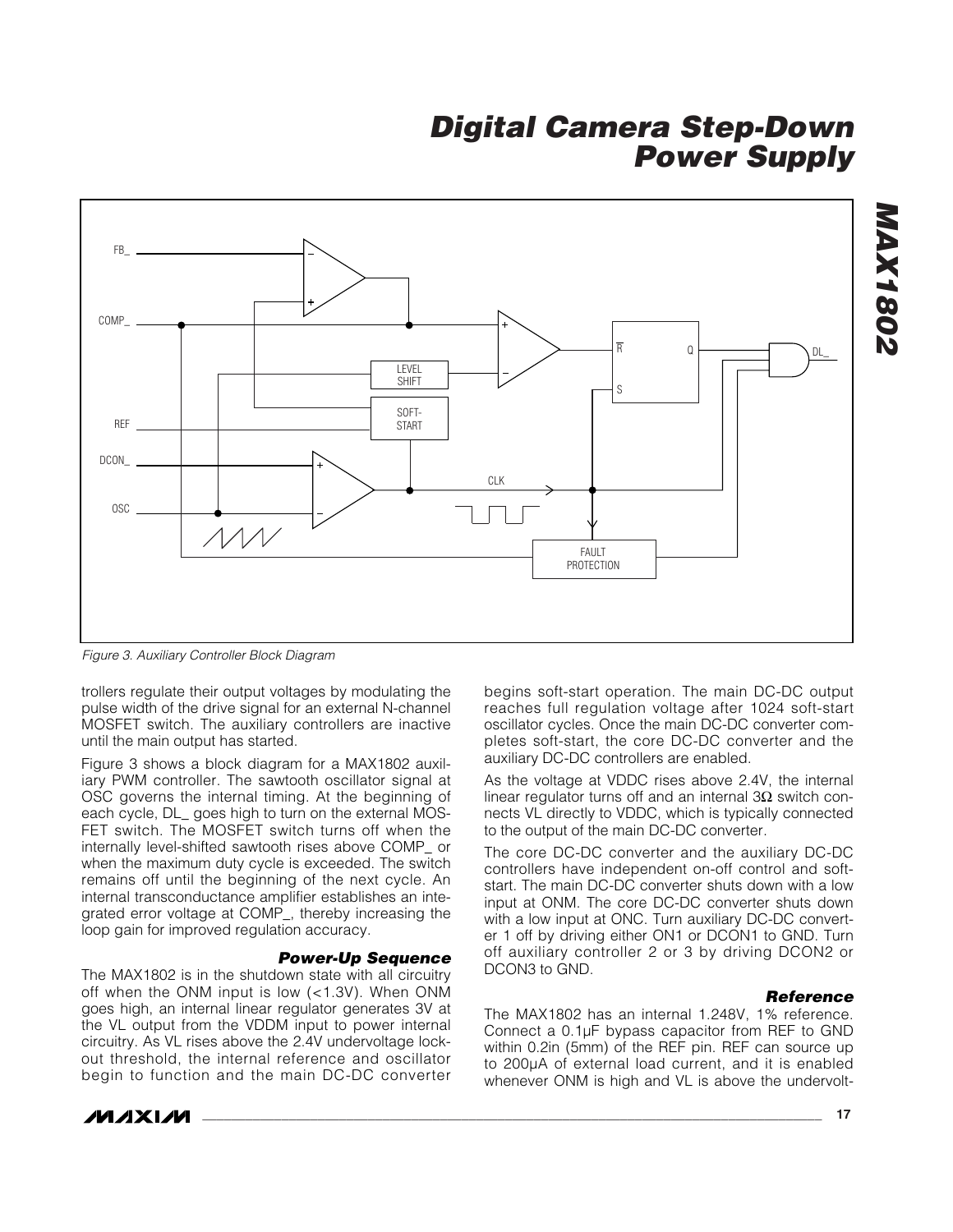Figure 3. Auxiliary Controller Block Diagram

trollers regulate their output voltages by modulating the pulse width of the drive signal for an external N-channel MOSFET switch. The auxiliary controllers are inactive until the main output has started.

Figure 3 shows a block diagram for a MAX1802 auxiliary PWM controller. The sawtooth oscillator signal at OSC governs the internal timing. At the beginning of each cycle, DL_ goes high to turn on the external MOSFET switch. The MOSFET switch turns off when the internally level-shifted sawtooth rises above COMP_ or when the maximum duty cycle is exceeded. The switch remains off until the beginning of the next cycle. An internal transconductance amplifier establishes an integrated error voltage at COMP_, thereby increasing the loop gain for improved regulation accuracy.

### Power-Up Sequence

The MAX1802 is in the shutdown state with all circuitry off when the ONM input is low (<1.3V). When ONM goes high, an internal linear regulator generates 3V at the VL output from the VDDM input to power internal circuitry. As VL rises above the 2.4V undervoltage lockout threshold, the internal reference and oscillator begin to function and the main DC-DC converter begins soft-start operation. The main DC-DC output reaches full regulation voltage after 1024 soft-start oscillator cycles. Once the main DC-DC converter completes soft-start, the core DC-DC converter and the auxiliary DC-DC controllers are enabled.

As the voltage at VDDC rises above 2.4V, the internal linear regulator turns off and an internal 3Ω switch connects VL directly to VDDC, which is typically connected to the output of the main DC-DC converter.

The core DC-DC converter and the auxiliary DC-DC controllers have independent on-off control and soft-start. The main DC-DC converter shuts down with a low input at ONM. The core DC-DC converter shuts down with a low input at ONC. Turn auxiliary DC-DC converter 1 off by driving either ON1 or DCON1 to GND. Turn off auxiliary controller 2 or 3 by driving DCON2 or DCON3 to GND.

### Reference

The MAX1802 has an internal 1.248V, 1% reference. Connect a 0.1µF bypass capacitor from REF to GND within 0.2in (5mm) of the REF pin. REF can source up to 200µA of external load current, and it is enabled whenever ONM is high and VL is above the undervolt-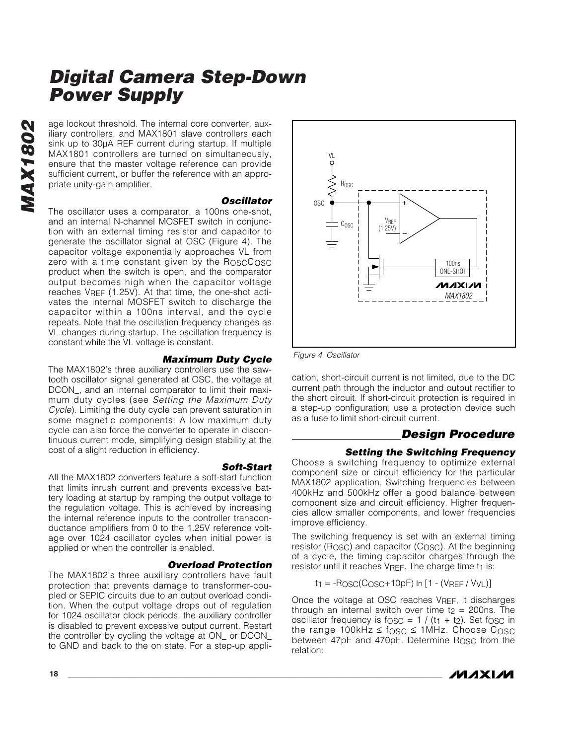age lockout threshold. The internal core converter, auxiliary controllers, and MAX1801 slave controllers each sink up to 30µA REF current during startup. If multiple MAX1801 controllers are turned on simultaneously, ensure that the master voltage reference can provide sufficient current, or buffer the reference with an appropriate unity-gain amplifier.

### Oscillator

The oscillator uses a comparator, a 100ns one-shot, and an internal N-channel MOSFET switch in conjunction with an external timing resistor and capacitor to generate the oscillator signal at OSC (Figure 4). The capacitor voltage exponentially approaches VL from zero with a time constant given by the $R_{OSC}C_{OSC}$ product when the switch is open, and the comparator output becomes high when the capacitor voltage reaches $V_{REF}$ (1.25V). At that time, the one-shot activates the internal MOSFET switch to discharge the capacitor within a 100ns interval, and the cycle repeats. Note that the oscillation frequency changes as VL changes during startup. The oscillation frequency is constant while the VL voltage is constant.

### Maximum Duty Cycle

The MAX1802's three auxiliary controllers use the sawtooth oscillator signal generated at OSC, the voltage at DCON_, and an internal comparator to limit their maximum duty cycles (see *Setting the Maximum Duty Cycle*). Limiting the duty cycle can prevent saturation in some magnetic components. A low maximum duty cycle can also force the converter to operate in discontinuous current mode, simplifying design stability at the cost of a slight reduction in efficiency.

### Soft-Start

All the MAX1802 converters feature a soft-start function that limits inrush current and prevents excessive battery loading at startup by ramping the output voltage to the regulation voltage. This is achieved by increasing the internal reference inputs to the controller transconductance amplifiers from 0 to the 1.25V reference voltage over 1024 oscillator cycles when initial power is applied or when the controller is enabled.

### Overload Protection

The MAX1802's three auxiliary controllers have fault protection that prevents damage to transformer-coupled or SEPIC circuits due to an output overload condition. When the output voltage drops out of regulation for 1024 oscillator clock periods, the auxiliary controller is disabled to prevent excessive output current. Restart the controller by cycling the voltage at ON_ or DCON_ to GND and back to the on state. For a step-up application, short-circuit current is not limited, due to the DC current path through the inductor and output rectifier to the short circuit. If short-circuit protection is required in a step-up configuration, use a protection device such as a fuse to limit short-circuit current.

Figure 4. Oscillator

## Design Procedure

### Setting the Switching Frequency

Choose a switching frequency to optimize external component size or circuit efficiency for the particular MAX1802 application. Switching frequencies between 400kHz and 500kHz offer a good balance between component size and circuit efficiency. Higher frequencies allow smaller components, and lower frequencies improve efficiency.

The switching frequency is set with an external timing resistor ($R_{OSC}$) and capacitor ($C_{OSC}$). At the beginning of a cycle, the timing capacitor charges through the resistor until it reaches $V_{REF}$. The charge time $t_1$ is:

$$t_1 = -R_{OSC}(C_{OSC} + 10pF) \ln\left[1 - (V_{REF} / V_{VL})\right]$$

Once the voltage at OSC reaches $V_{REF}$, it discharges through an internal switch over time $t_2$ = 200ns. The oscillator frequency is $f_{OSC} = 1 / (t_1 + t_2)$. Set $f_{OSC}$ in the range $100kHz \le f_{OSC} \le 1MHz$. Choose $C_{OSC}$ between 47pF and 470pF. Determine $R_{OSC}$ from the relation: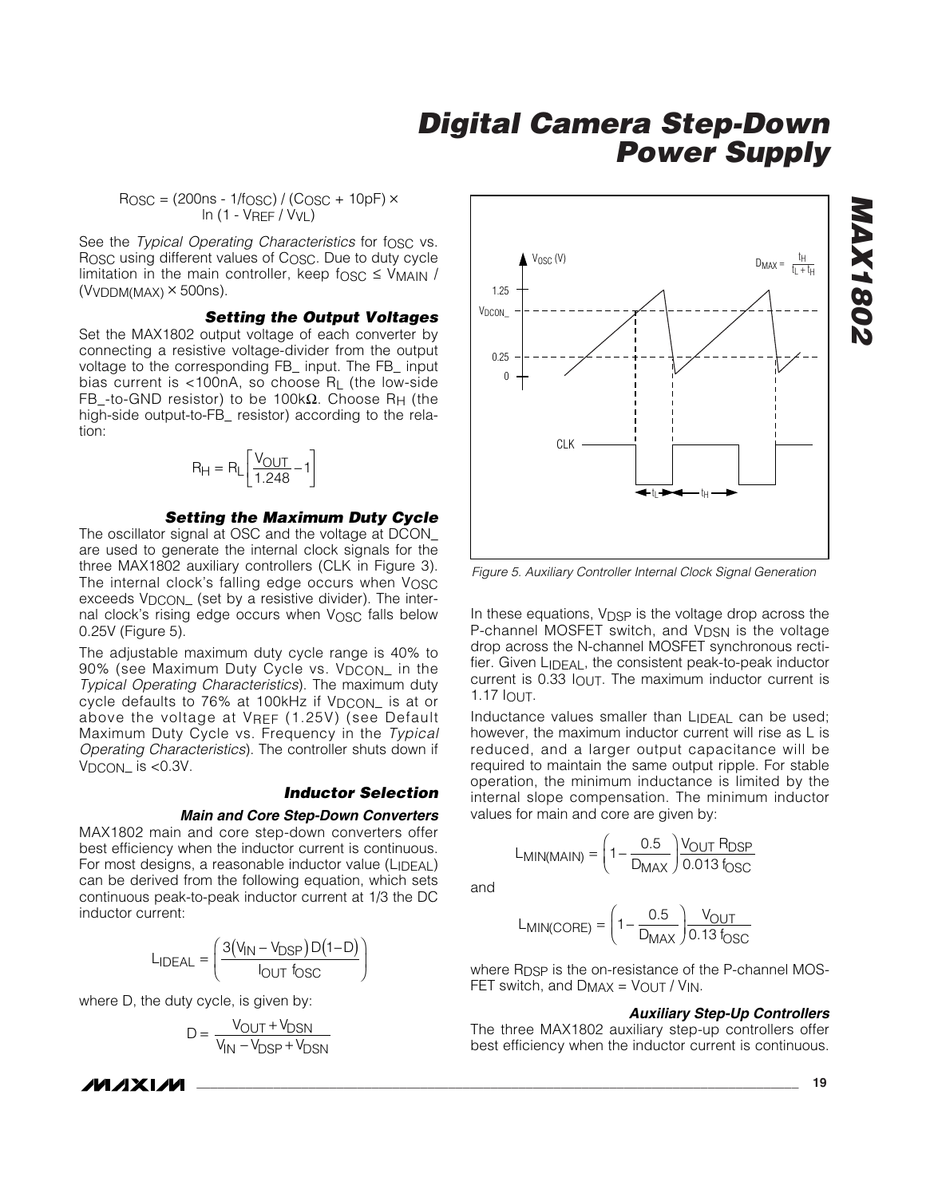$R_{OSC} = (200ns - 1/f_{OSC}) / (C_{OSC} + 10pF) \times \ln(1 - V_{REF} / V_{VL})$

See the *Typical Operating Characteristics* for $f_{OSC}$ vs. $R_{OSC}$ using different values of $C_{OSC}$. Due to duty cycle limitation in the main controller, keep $f_{OSC} \leq V_{MAIN} / (V_{VDDM(MAX)} \times 500ns)$.

### Setting the Output Voltages

Set the MAX1802 output voltage of each converter by connecting a resistive voltage-divider from the output voltage to the corresponding FB_ input. The FB_ input bias current is <100nA, so choose $R_L$ (the low-side FB_-to-GND resistor) to be 100kΩ. Choose $R_H$ (the high-side output-to-FB_ resistor) according to the relation:

$$R_H = R_L\left[\frac{V_{OUT}}{1.248} - 1\right]$$

### Setting the Maximum Duty Cycle

The oscillator signal at OSC and the voltage at DCON_ are used to generate the internal clock signals for the three MAX1802 auxiliary controllers (CLK in Figure 3). The internal clock's falling edge occurs when $V_{OSC}$ exceeds $V_{DCON\_}$ (set by a resistive divider). The internal clock's rising edge occurs when $V_{OSC}$ falls below 0.25V (Figure 5).

The adjustable maximum duty cycle range is 40% to 90% (see Maximum Duty Cycle vs. $V_{DCON\_}$ in the *Typical Operating Characteristics*). The maximum duty cycle defaults to 76% at 100kHz if $V_{DCON\_}$ is at or above the voltage at $V_{REF}$ (1.25V) (see Default Maximum Duty Cycle vs. Frequency in the *Typical Operating Characteristics*). The controller shuts down if $V_{DCON\_}$ is <0.3V.

Figure 5. Auxiliary Controller Internal Clock Signal Generation

### Inductor Selection

#### Main and Core Step-Down Converters

MAX1802 main and core step-down converters offer best efficiency when the inductor current is continuous. For most designs, a reasonable inductor value ($L_{IDEAL}$) can be derived from the following equation, which sets continuous peak-to-peak inductor current at 1/3 the DC inductor current:

$$L_{IDEAL} = \left(\frac{3(V_{IN} - V_{DSP})D(1-D)}{I_{OUT}\ f_{OSC}}\right)$$

where D, the duty cycle, is given by:

$$D = \frac{V_{OUT} + V_{DSN}}{V_{IN} - V_{DSP} + V_{DSN}}$$

In these equations, $V_{DSP}$ is the voltage drop across the P-channel MOSFET switch, and $V_{DSN}$ is the voltage drop across the N-channel MOSFET synchronous rectifier. Given $L_{IDEAL}$, the consistent peak-to-peak inductor current is 0.33 $I_{OUT}$. The maximum inductor current is 1.17 $I_{OUT}$.

Inductance values smaller than $L_{IDEAL}$ can be used; however, the maximum inductor current will rise as L is reduced, and a larger output capacitance will be required to maintain the same output ripple. For stable operation, the minimum inductance is limited by the internal slope compensation. The minimum inductor values for main and core are given by:

$$L_{MIN(MAIN)} = \left(1 - \frac{0.5}{D_{MAX}}\right)\frac{V_{OUT}\ R_{DSP}}{0.013\ f_{OSC}}$$

and

$$L_{MIN(CORE)} = \left(1 - \frac{0.5}{D_{MAX}}\right)\frac{V_{OUT}}{0.13\ f_{OSC}}$$

where $R_{DSP}$ is the on-resistance of the P-channel MOSFET switch, and $D_{MAX} = V_{OUT} / V_{IN}$.

#### Auxiliary Step-Up Controllers

The three MAX1802 auxiliary step-up controllers offer best efficiency when the inductor current is continuous.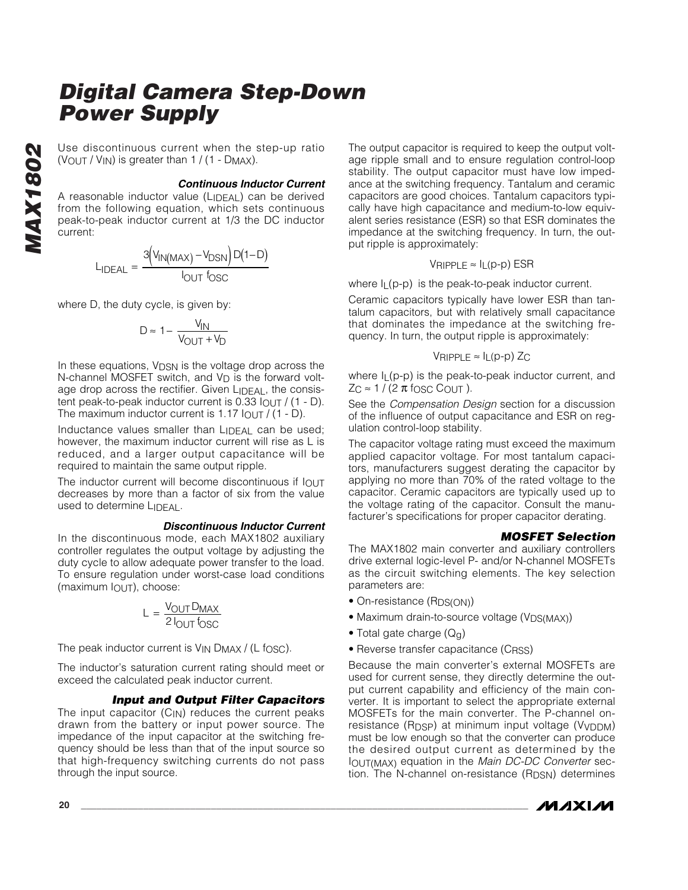Use discontinuous current when the step-up ratio ($V_{OUT}$ / $V_{IN}$) is greater than 1 / (1 - $D_{MAX}$).

#### *Continuous Inductor Current*

A reasonable inductor value ($L_{IDEAL}$) can be derived from the following equation, which sets continuous peak-to-peak inductor current at 1/3 the DC inductor current:

$$L_{IDEAL} = \frac{3\left(V_{IN(MAX)} - V_{DSN}\right) D(1 - D)}{I_{OUT}\ f_{OSC}}$$

where D, the duty cycle, is given by:

$$D \approx 1 - \frac{V_{IN}}{V_{OUT} + V_D}$$

In these equations, $V_{DSN}$ is the voltage drop across the N-channel MOSFET switch, and $V_D$ is the forward voltage drop across the rectifier. Given $L_{IDEAL}$, the consistent peak-to-peak inductor current is 0.33 $I_{OUT}$ / (1 - D). The maximum inductor current is 1.17 $I_{OUT}$ / (1 - D).

Inductance values smaller than $L_{IDEAL}$ can be used; however, the maximum inductor current will rise as L is reduced, and a larger output capacitance will be required to maintain the same output ripple.

The inductor current will become discontinuous if $I_{OUT}$ decreases by more than a factor of six from the value used to determine $L_{IDEAL}$.

#### *Discontinuous Inductor Current*

In the discontinuous mode, each MAX1802 auxiliary controller regulates the output voltage by adjusting the duty cycle to allow adequate power transfer to the load. To ensure regulation under worst-case load conditions (maximum $I_{OUT}$), choose:

$$L = \frac{V_{OUT} D_{MAX}}{2\ I_{OUT}\ f_{OSC}}$$

The peak inductor current is $V_{IN}$ $D_{MAX}$ / (L $f_{OSC}$).

The inductor's saturation current rating should meet or exceed the calculated peak inductor current.

#### *Input and Output Filter Capacitors*

The input capacitor ($C_{IN}$) reduces the current peaks drawn from the battery or input power source. The impedance of the input capacitor at the switching frequency should be less than that of the input source so that high-frequency switching currents do not pass through the input source.

The output capacitor is required to keep the output voltage ripple small and to ensure regulation control-loop stability. The output capacitor must have low impedance at the switching frequency. Tantalum and ceramic capacitors are good choices. Tantalum capacitors typically have high capacitance and medium-to-low equivalent series resistance (ESR) so that ESR dominates the impedance at the switching frequency. In turn, the output ripple is approximately:

$$V_{RIPPLE} \approx I_L(p\text{-}p)\ ESR$$

where $I_L$(p-p) is the peak-to-peak inductor current.

Ceramic capacitors typically have lower ESR than tantalum capacitors, but with relatively small capacitance that dominates the impedance at the switching frequency. In turn, the output ripple is approximately:

$$V_{RIPPLE} \approx I_L(p\text{-}p)\ Z_C$$

where $I_L$(p-p) is the peak-to-peak inductor current, and $Z_C \approx 1 / (2\ \pi\ f_{OSC}\ C_{OUT})$.

See the *Compensation Design* section for a discussion of the influence of output capacitance and ESR on regulation control-loop stability.

The capacitor voltage rating must exceed the maximum applied capacitor voltage. For most tantalum capacitors, manufacturers suggest derating the capacitor by applying no more than 70% of the rated voltage to the capacitor. Ceramic capacitors are typically used up to the voltage rating of the capacitor. Consult the manufacturer's specifications for proper capacitor derating.

#### *MOSFET Selection*

The MAX1802 main converter and auxiliary controllers drive external logic-level P- and/or N-channel MOSFETs as the circuit switching elements. The key selection parameters are:

- On-resistance ($R_{DS(ON)}$)
- Maximum drain-to-source voltage ($V_{DS(MAX)}$)
- Total gate charge ($Q_g$)
- Reverse transfer capacitance ($C_{RSS}$)

Because the main converter's external MOSFETs are used for current sense, they directly determine the output current capability and efficiency of the main converter. It is important to select the appropriate external MOSFETs for the main converter. The P-channel on-resistance ($R_{DSP}$) at minimum input voltage ($V_{VDDM}$) must be low enough so that the converter can produce the desired output current as determined by the $I_{OUT(MAX)}$ equation in the *Main DC-DC Converter* section. The N-channel on-resistance ($R_{DSN}$) determines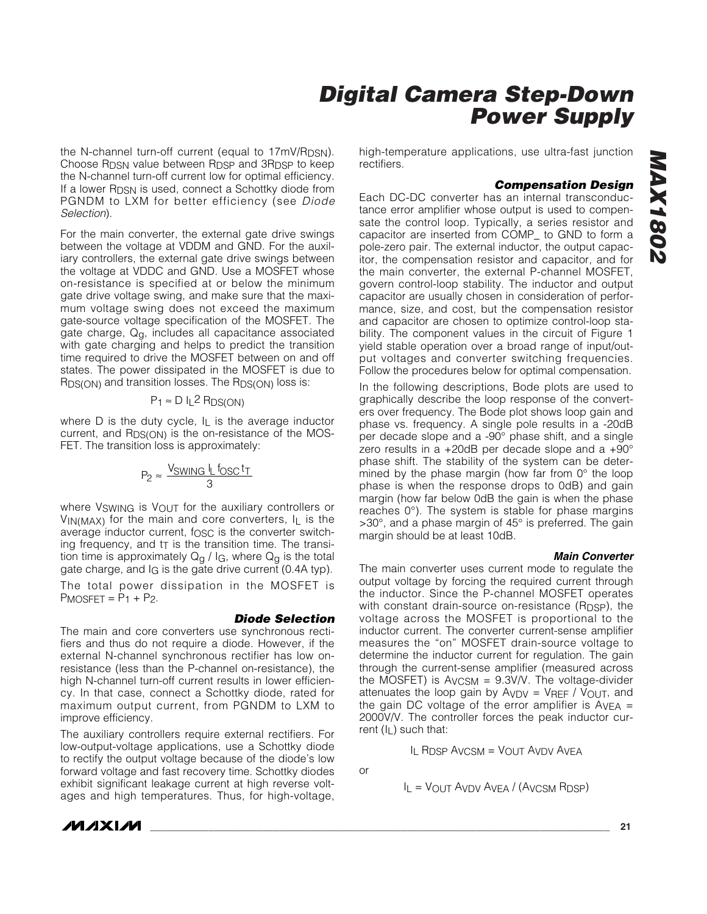the N-channel turn-off current (equal to $17mV/R_{DSN}$). Choose $R_{DSN}$ value between $R_{DSP}$ and $3R_{DSP}$ to keep the N-channel turn-off current low for optimal efficiency. If a lower $R_{DSN}$ is used, connect a Schottky diode from PGNDM to LXM for better efficiency (see *Diode Selection*).

For the main converter, the external gate drive swings between the voltage at VDDM and GND. For the auxiliary controllers, the external gate drive swings between the voltage at VDDC and GND. Use a MOSFET whose on-resistance is specified at or below the minimum gate drive voltage swing, and make sure that the maximum voltage swing does not exceed the maximum gate-source voltage specification of the MOSFET. The gate charge, $Q_g$, includes all capacitance associated with gate charging and helps to predict the transition time required to drive the MOSFET between on and off states. The power dissipated in the MOSFET is due to $R_{DS(ON)}$ and transition losses. The $R_{DS(ON)}$ loss is:

$$P_1 \approx D \, I_L{}^2 \, R_{DS(ON)}$$

where D is the duty cycle, $I_L$ is the average inductor current, and $R_{DS(ON)}$ is the on-resistance of the MOSFET. The transition loss is approximately:

$$P_2 \approx \frac{V_{SWING} \, I_L \, f_{OSC} \, t_T}{3}$$

where $V_{SWING}$ is $V_{OUT}$ for the auxiliary controllers or $V_{IN(MAX)}$ for the main and core converters, $I_L$ is the average inductor current, $f_{OSC}$ is the converter switching frequency, and $t_T$ is the transition time. The transition time is approximately $Q_g / I_G$, where $Q_g$ is the total gate charge, and $I_G$ is the gate drive current (0.4A typ).

The total power dissipation in the MOSFET is $P_{MOSFET} = P_1 + P_2$.

### Diode Selection

The main and core converters use synchronous rectifiers and thus do not require a diode. However, if the external N-channel synchronous rectifier has low on-resistance (less than the P-channel on-resistance), the high N-channel turn-off current results in lower efficiency. In that case, connect a Schottky diode, rated for maximum output current, from PGNDM to LXM to improve efficiency.

The auxiliary controllers require external rectifiers. For low-output-voltage applications, use a Schottky diode to rectify the output voltage because of the diode's low forward voltage and fast recovery time. Schottky diodes exhibit significant leakage current at high reverse voltages and high temperatures. Thus, for high-voltage, high-temperature applications, use ultra-fast junction rectifiers.

### Compensation Design

Each DC-DC converter has an internal transconductance error amplifier whose output is used to compensate the control loop. Typically, a series resistor and capacitor are inserted from COMP_ to GND to form a pole-zero pair. The external inductor, the output capacitor, the compensation resistor and capacitor, and for the main converter, the external P-channel MOSFET, govern control-loop stability. The inductor and output capacitor are usually chosen in consideration of performance, size, and cost, but the compensation resistor and capacitor are chosen to optimize control-loop stability. The component values in the circuit of Figure 1 yield stable operation over a broad range of input/output voltages and converter switching frequencies. Follow the procedures below for optimal compensation.

In the following descriptions, Bode plots are used to graphically describe the loop response of the converters over frequency. The Bode plot shows loop gain and phase vs. frequency. A single pole results in a -20dB per decade slope and a -90° phase shift, and a single zero results in a +20dB per decade slope and a +90° phase shift. The stability of the system can be determined by the phase margin (how far from 0° the loop phase is when the response drops to 0dB) and gain margin (how far below 0dB the gain is when the phase reaches 0°). The system is stable for phase margins >30°, and a phase margin of 45° is preferred. The gain margin should be at least 10dB.

#### Main Converter

The main converter uses current mode to regulate the output voltage by forcing the required current through the inductor. Since the P-channel MOSFET operates with constant drain-source on-resistance ($R_{DSP}$), the voltage across the MOSFET is proportional to the inductor current. The converter current-sense amplifier measures the "on" MOSFET drain-source voltage to determine the inductor current for regulation. The gain through the current-sense amplifier (measured across the MOSFET) is $A_{VCSM}$ = 9.3V/V. The voltage-divider attenuates the loop gain by $A_{VDV} = V_{REF} / V_{OUT}$, and the gain DC voltage of the error amplifier is $A_{VEA}$ = 2000V/V. The controller forces the peak inductor current ($I_L$) such that:

$$I_L \, R_{DSP} \, A_{VCSM} = V_{OUT} \, A_{VDV} \, A_{VEA}$$

or

$$I_L = V_{OUT} \, A_{VDV} \, A_{VEA} / (A_{VCSM} \, R_{DSP})$$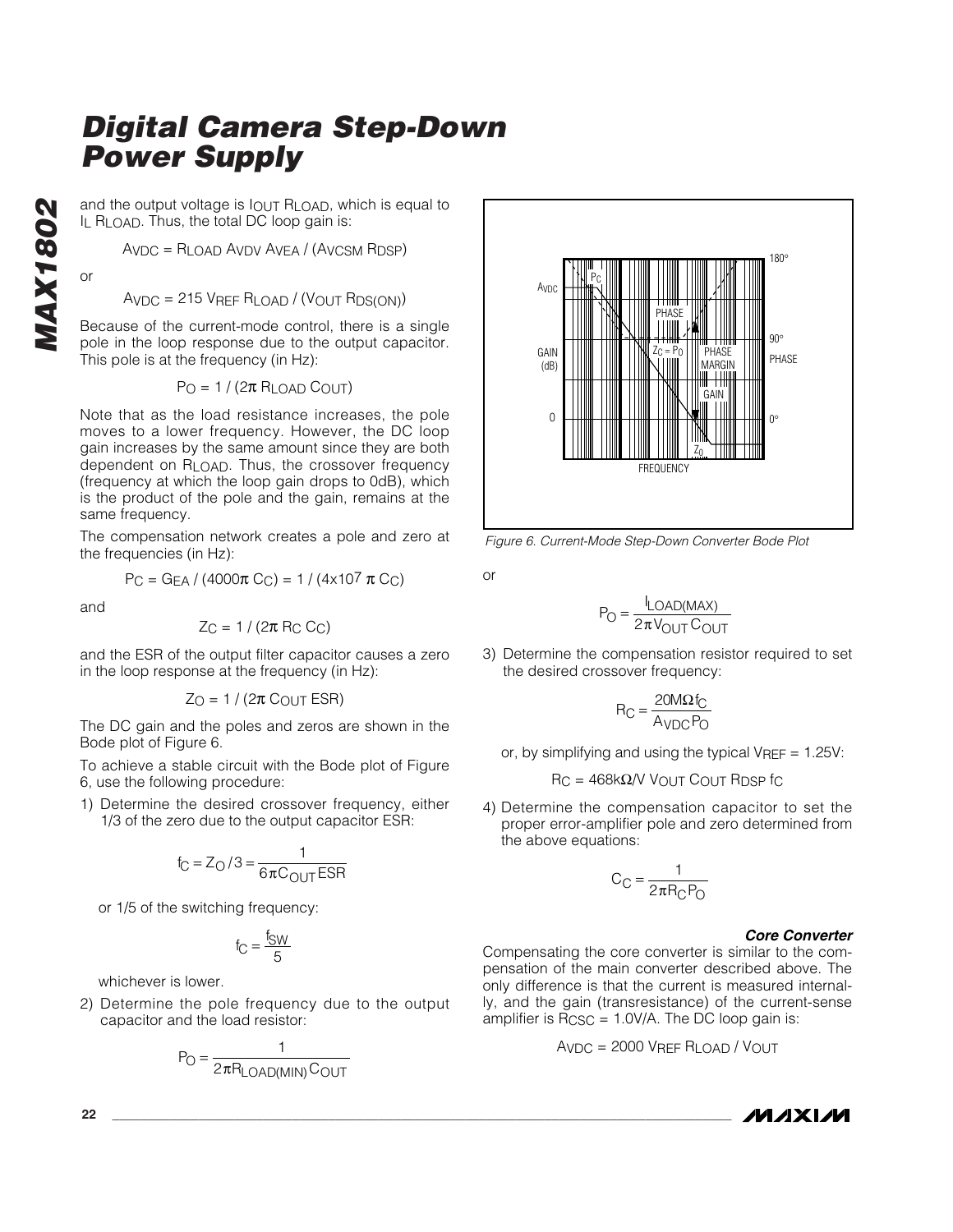and the output voltage is $I_{OUT} R_{LOAD}$, which is equal to $I_L R_{LOAD}$. Thus, the total DC loop gain is:

$$A_{VDC} = R_{LOAD} A_{VDV} A_{VEA} / (A_{VCSM} R_{DSP})$$

or

$$A_{VDC} = 215 V_{REF} R_{LOAD} / (V_{OUT} R_{DS(ON)})$$

Because of the current-mode control, there is a single pole in the loop response due to the output capacitor. This pole is at the frequency (in Hz):

$$P_O = 1 / (2\pi R_{LOAD} C_{OUT})$$

Note that as the load resistance increases, the pole moves to a lower frequency. However, the DC loop gain increases by the same amount since they are both dependent on $R_{LOAD}$. Thus, the crossover frequency (frequency at which the loop gain drops to 0dB), which is the product of the pole and the gain, remains at the same frequency.

The compensation network creates a pole and zero at the frequencies (in Hz):

$$P_C = G_{EA} / (4000\pi C_C) = 1 / (4 \times 10^7 \pi C_C)$$

and

$$Z_C = 1 / (2\pi R_C C_C)$$

and the ESR of the output filter capacitor causes a zero in the loop response at the frequency (in Hz):

$$Z_O = 1 / (2\pi C_{OUT} ESR)$$

The DC gain and the poles and zeros are shown in the Bode plot of Figure 6.

To achieve a stable circuit with the Bode plot of Figure 6, use the following procedure:

1) Determine the desired crossover frequency, either 1/3 of the zero due to the output capacitor ESR:

$$f_C = Z_O / 3 = \frac{1}{6\pi C_{OUT} ESR}$$

or 1/5 of the switching frequency:

$$f_C = \frac{f_{SW}}{5}$$

whichever is lower.

2) Determine the pole frequency due to the output capacitor and the load resistor:

$$P_O = \frac{1}{2\pi R_{LOAD(MIN)} C_{OUT}}$$

Figure 6. Current-Mode Step-Down Converter Bode Plot

or

$$P_O = \frac{I_{LOAD(MAX)}}{2\pi V_{OUT} C_{OUT}}$$

3) Determine the compensation resistor required to set the desired crossover frequency:

$$R_C = \frac{20M\Omega f_C}{A_{VDC} P_O}$$

or, by simplifying and using the typical $V_{REF} = 1.25V$:

$$R_C = 468k\Omega/V \; V_{OUT} C_{OUT} R_{DSP} f_C$$

4) Determine the compensation capacitor to set the proper error-amplifier pole and zero determined from the above equations:

$$C_C = \frac{1}{2\pi R_C P_O}$$

### *Core Converter*

Compensating the core converter is similar to the compensation of the main converter described above. The only difference is that the current is measured internally, and the gain (transresistance) of the current-sense amplifier is $R_{CSC} = 1.0V/A$. The DC loop gain is:

$$A_{VDC} = 2000 V_{REF} R_{LOAD} / V_{OUT}$$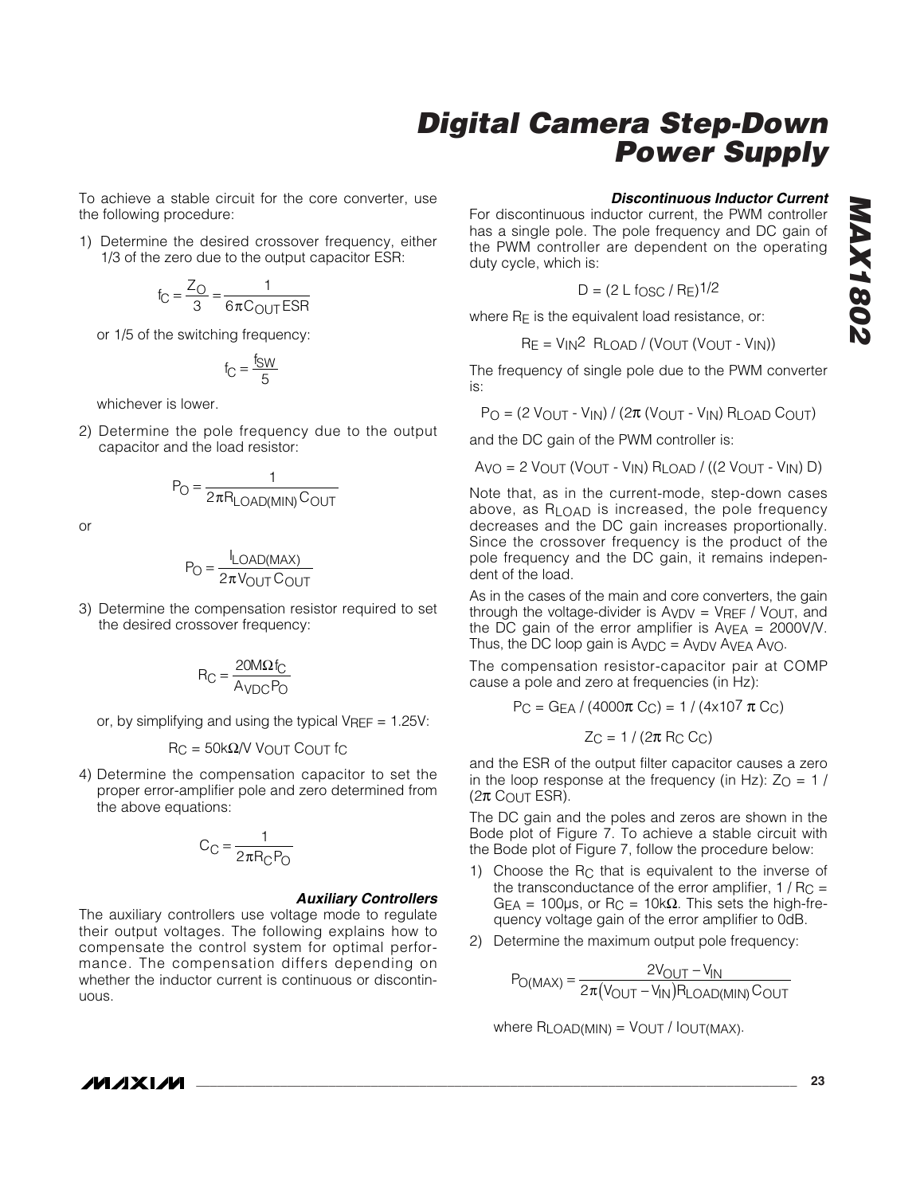To achieve a stable circuit for the core converter, use the following procedure:

1) Determine the desired crossover frequency, either 1/3 of the zero due to the output capacitor ESR:

$$f_C = \frac{Z_O}{3} = \frac{1}{6\pi C_{OUT} ESR}$$

or 1/5 of the switching frequency:

$$f_C = \frac{f_{SW}}{5}$$

whichever is lower.

2) Determine the pole frequency due to the output capacitor and the load resistor:

$$P_O = \frac{1}{2\pi R_{LOAD(MIN)} C_{OUT}}$$

or

$$P_O = \frac{I_{LOAD(MAX)}}{2\pi V_{OUT} C_{OUT}}$$

3) Determine the compensation resistor required to set the desired crossover frequency:

$$R_C = \frac{20M\Omega f_C}{A_{VDC} P_O}$$

or, by simplifying and using the typical $V_{REF}$ = 1.25V:

$$R_C = 50k\Omega/V \; V_{OUT} C_{OUT} f_C$$

4) Determine the compensation capacitor to set the proper error-amplifier pole and zero determined from the above equations:

$$C_C = \frac{1}{2\pi R_C P_O}$$

### *Auxiliary Controllers*

The auxiliary controllers use voltage mode to regulate their output voltages. The following explains how to compensate the control system for optimal performance. The compensation differs depending on whether the inductor current is continuous or discontinuous.

### *Discontinuous Inductor Current*

For discontinuous inductor current, the PWM controller has a single pole. The pole frequency and DC gain of the PWM controller are dependent on the operating duty cycle, which is:

$$D = (2 L f_{OSC} / R_E)^{1/2}$$

where $R_E$ is the equivalent load resistance, or:

$$R_E = V_{IN}^2 \; R_{LOAD} / (V_{OUT} (V_{OUT} - V_{IN}))$$

The frequency of single pole due to the PWM converter is:

$$P_O = (2 V_{OUT} - V_{IN}) / (2\pi (V_{OUT} - V_{IN}) R_{LOAD} C_{OUT})$$

and the DC gain of the PWM controller is:

$$A_{VO} = 2 V_{OUT} (V_{OUT} - V_{IN}) R_{LOAD} / ((2 V_{OUT} - V_{IN}) D)$$

Note that, as in the current-mode, step-down cases above, as $R_{LOAD}$ is increased, the pole frequency decreases and the DC gain increases proportionally. Since the crossover frequency is the product of the pole frequency and the DC gain, it remains independent of the load.

As in the cases of the main and core converters, the gain through the voltage-divider is $A_{VDV} = V_{REF} / V_{OUT}$, and the DC gain of the error amplifier is $A_{VEA}$ = 2000V/V. Thus, the DC loop gain is $A_{VDC} = A_{VDV} A_{VEA} A_{VO}$.

The compensation resistor-capacitor pair at COMP cause a pole and zero at frequencies (in Hz):

$$P_C = G_{EA} / (4000\pi C_C) = 1 / (4 \times 10^7 \pi C_C)$$

$$Z_C = 1 / (2\pi R_C C_C)$$

and the ESR of the output filter capacitor causes a zero in the loop response at the frequency (in Hz): $Z_O = 1 / (2\pi C_{OUT} ESR)$.

The DC gain and the poles and zeros are shown in the Bode plot of Figure 7. To achieve a stable circuit with the Bode plot of Figure 7, follow the procedure below:

1) Choose the $R_C$ that is equivalent to the inverse of the transconductance of the error amplifier, $1 / R_C = G_{EA}$ = 100μs, or $R_C$ = 10kΩ. This sets the high-frequency voltage gain of the error amplifier to 0dB.

2) Determine the maximum output pole frequency:

$$P_{O(MAX)} = \frac{2V_{OUT} - V_{IN}}{2\pi (V_{OUT} - V_{IN}) R_{LOAD(MIN)} C_{OUT}}$$

where $R_{LOAD(MIN)} = V_{OUT} / I_{OUT(MAX)}$.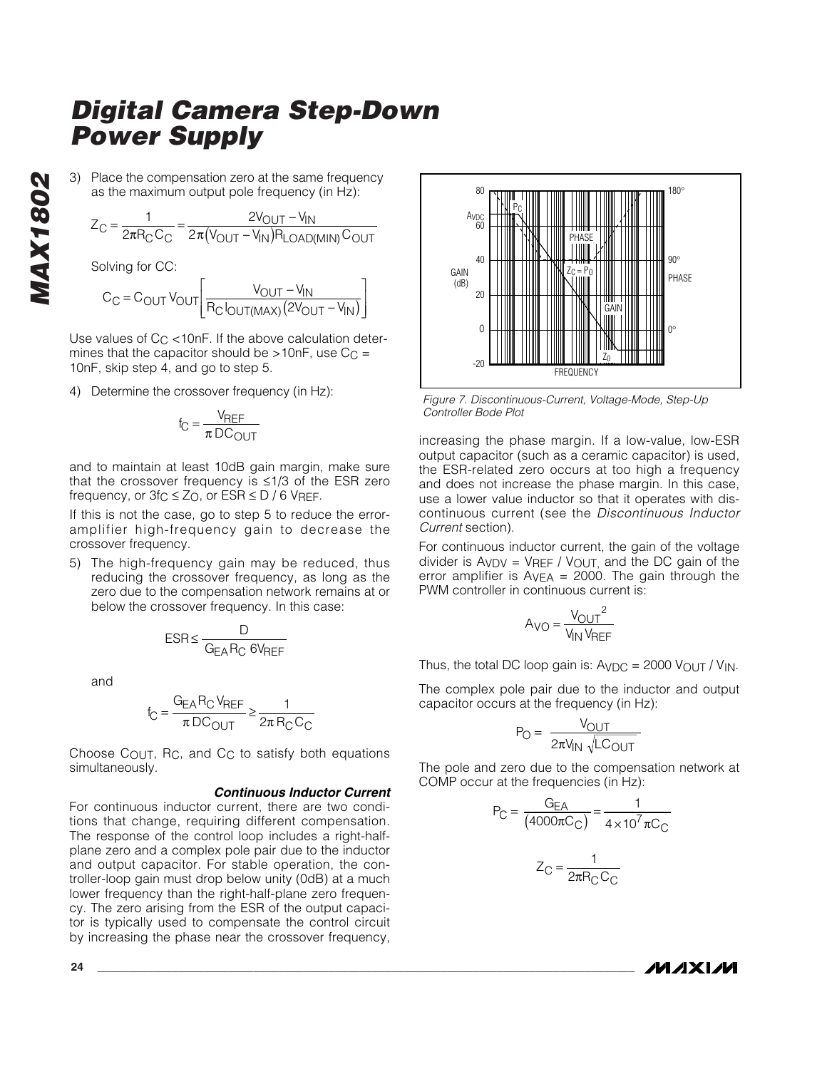# Digital Camera Step-Down Power Supply

3) Place the compensation zero at the same frequency as the maximum output pole frequency (in Hz):

$$Z_C = \frac{1}{2\pi R_C C_C} = \frac{2V_{OUT} - V_{IN}}{2\pi(V_{OUT} - V_{IN})R_{LOAD(MIN)}C_{OUT}}$$

Solving for CC:

$$C_C = C_{OUT}\,V_{OUT}\left[\frac{V_{OUT} - V_{IN}}{R_C I_{OUT(MAX)}(2V_{OUT} - V_{IN})}\right]$$

Use values of $C_C$ <10nF. If the above calculation determines that the capacitor should be >10nF, use $C_C$ = 10nF, skip step 4, and go to step 5.

4) Determine the crossover frequency (in Hz):

$$f_C = \frac{V_{REF}}{\pi\, DC_{OUT}}$$

and to maintain at least 10dB gain margin, make sure that the crossover frequency is ≤1/3 of the ESR zero frequency, or $3f_C \leq Z_O$, or $ESR \leq D / 6\, V_{REF}$.

If this is not the case, go to step 5 to reduce the error-amplifier high-frequency gain to decrease the crossover frequency.

5) The high-frequency gain may be reduced, thus reducing the crossover frequency, as long as the zero due to the compensation network remains at or below the crossover frequency. In this case:

$$ESR \leq \frac{D}{G_{EA} R_C\, 6V_{REF}}$$

and

$$f_C = \frac{G_{EA} R_C V_{REF}}{\pi\, DC_{OUT}} \geq \frac{1}{2\pi R_C C_C}$$

Choose $C_{OUT}$, $R_C$, and $C_C$ to satisfy both equations simultaneously.

### *Continuous Inductor Current*

For continuous inductor current, there are two conditions that change, requiring different compensation. The response of the control loop includes a right-half-plane zero and a complex pole pair due to the inductor and output capacitor. For stable operation, the controller-loop gain must drop below unity (0dB) at a much lower frequency than the right-half-plane zero frequency. The zero arising from the ESR of the output capacitor is typically used to compensate the control circuit by increasing the phase near the crossover frequency, increasing the phase margin. If a low-value, low-ESR output capacitor (such as a ceramic capacitor) is used, the ESR-related zero occurs at too high a frequency and does not increase the phase margin. In this case, use a lower value inductor so that it operates with discontinuous current (see the *Discontinuous Inductor Current* section).

*Figure 7. Discontinuous-Current, Voltage-Mode, Step-Up Controller Bode Plot*

For continuous inductor current, the gain of the voltage divider is $A_{VDV} = V_{REF} / V_{OUT}$, and the DC gain of the error amplifier is $A_{VEA}$ = 2000. The gain through the PWM controller in continuous current is:

$$A_{VO} = \frac{V_{OUT}^{\,2}}{V_{IN} V_{REF}}$$

Thus, the total DC loop gain is: $A_{VDC} = 2000\, V_{OUT} / V_{IN}$.

The complex pole pair due to the inductor and output capacitor occurs at the frequency (in Hz):

$$P_O = \frac{V_{OUT}}{2\pi V_{IN}\sqrt{LC_{OUT}}}$$

The pole and zero due to the compensation network at COMP occur at the frequencies (in Hz):

$$P_C = \frac{G_{EA}}{(4000\pi C_C)} = \frac{1}{4\times10^7 \pi C_C}$$

$$Z_C = \frac{1}{2\pi R_C C_C}$$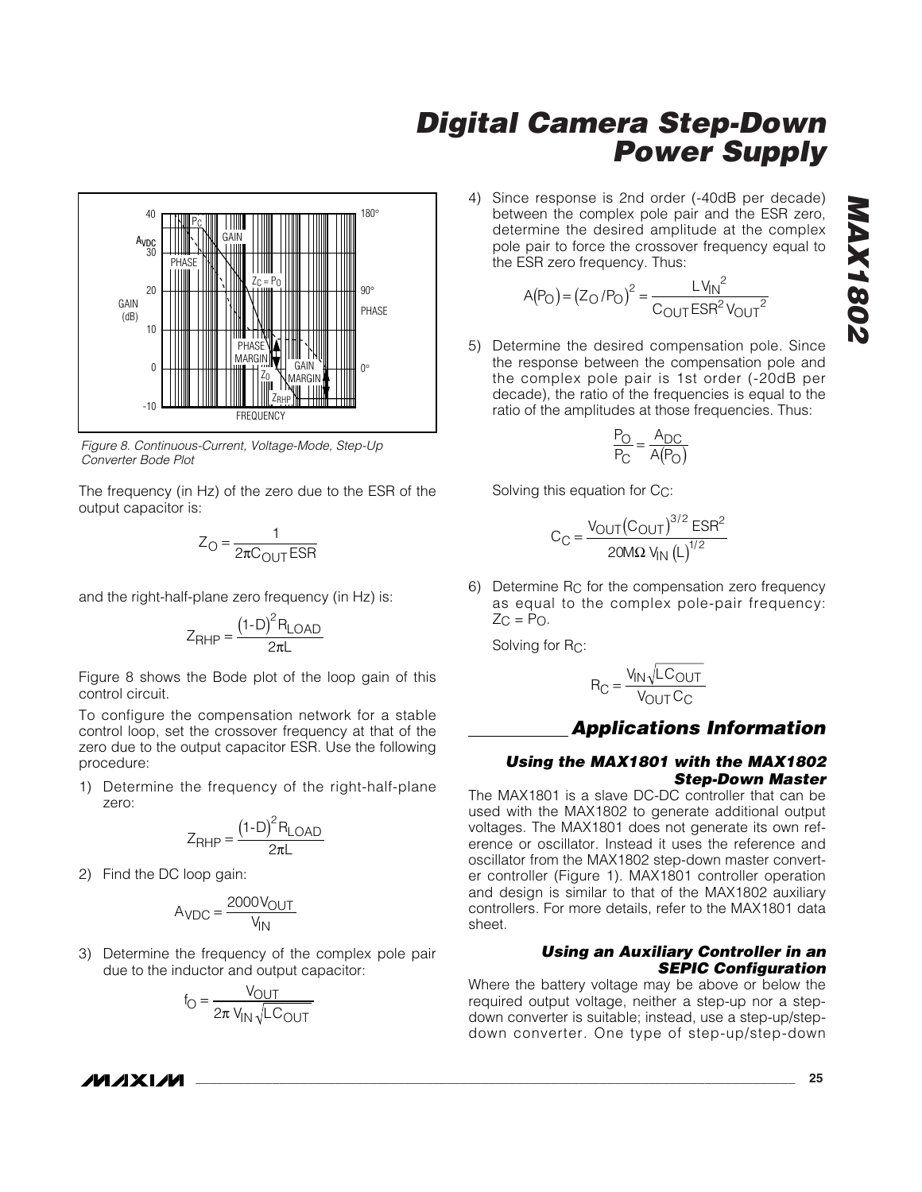Figure 8. Continuous-Current, Voltage-Mode, Step-Up Converter Bode Plot

The frequency (in Hz) of the zero due to the ESR of the output capacitor is:

$$Z_O = \frac{1}{2\pi C_{OUT} ESR}$$

and the right-half-plane zero frequency (in Hz) is:

$$Z_{RHP} = \frac{(1\text{-}D)^2 R_{LOAD}}{2\pi L}$$

Figure 8 shows the Bode plot of the loop gain of this control circuit.

To configure the compensation network for a stable control loop, set the crossover frequency at that of the zero due to the output capacitor ESR. Use the following procedure:

1) Determine the frequency of the right-half-plane zero:

$$Z_{RHP} = \frac{(1\text{-}D)^2 R_{LOAD}}{2\pi L}$$

2) Find the DC loop gain:

$$A_{VDC} = \frac{2000 V_{OUT}}{V_{IN}}$$

3) Determine the frequency of the complex pole pair due to the inductor and output capacitor:

$$f_O = \frac{V_{OUT}}{2\pi\, V_{IN} \sqrt{LC_{OUT}}}$$

4) Since response is 2nd order (-40dB per decade) between the complex pole pair and the ESR zero, determine the desired amplitude at the complex pole pair to force the crossover frequency equal to the ESR zero frequency. Thus:

$$A(P_O) = (Z_O / P_O)^2 = \frac{L V_{IN}^2}{C_{OUT} ESR^2 V_{OUT}^2}$$

5) Determine the desired compensation pole. Since the response between the compensation pole and the complex pole pair is 1st order (-20dB per decade), the ratio of the frequencies is equal to the ratio of the amplitudes at those frequencies. Thus:

$$\frac{P_O}{P_C} = \frac{A_{DC}}{A(P_O)}$$

Solving this equation for $C_C$:

$$C_C = \frac{V_{OUT} (C_{OUT})^{3/2} ESR^2}{20M\Omega\, V_{IN} (L)^{1/2}}$$

6) Determine $R_C$ for the compensation zero frequency as equal to the complex pole-pair frequency: $Z_C = P_O$.

Solving for $R_C$:

$$R_C = \frac{V_{IN} \sqrt{LC_{OUT}}}{V_{OUT} C_C}$$

## Applications Information

### Using the MAX1801 with the MAX1802 Step-Down Master

The MAX1801 is a slave DC-DC controller that can be used with the MAX1802 to generate additional output voltages. The MAX1801 does not generate its own reference or oscillator. Instead it uses the reference and oscillator from the MAX1802 step-down master converter controller (Figure 1). MAX1801 controller operation and design is similar to that of the MAX1802 auxiliary controllers. For more details, refer to the MAX1801 data sheet.

### Using an Auxiliary Controller in an SEPIC Configuration

Where the battery voltage may be above or below the required output voltage, neither a step-up nor a step-down converter is suitable; instead, use a step-up/step-down converter. One type of step-up/step-down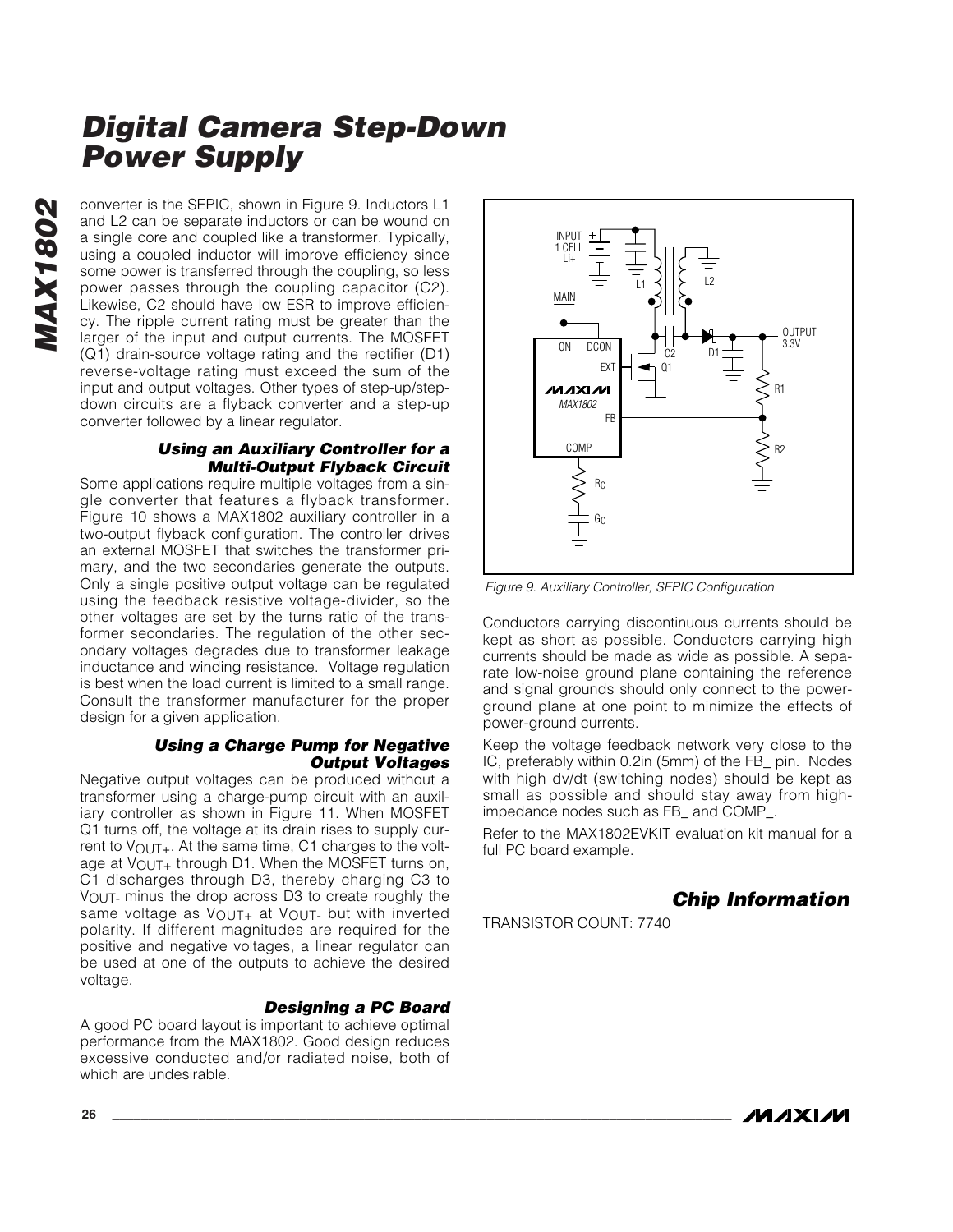converter is the SEPIC, shown in Figure 9. Inductors L1 and L2 can be separate inductors or can be wound on a single core and coupled like a transformer. Typically, using a coupled inductor will improve efficiency since some power is transferred through the coupling, so less power passes through the coupling capacitor (C2). Likewise, C2 should have low ESR to improve efficiency. The ripple current rating must be greater than the larger of the input and output currents. The MOSFET (Q1) drain-source voltage rating and the rectifier (D1) reverse-voltage rating must exceed the sum of the input and output voltages. Other types of step-up/step-down circuits are a flyback converter and a step-up converter followed by a linear regulator.

### Using an Auxiliary Controller for a Multi-Output Flyback Circuit

Some applications require multiple voltages from a single converter that features a flyback transformer. Figure 10 shows a MAX1802 auxiliary controller in a two-output flyback configuration. The controller drives an external MOSFET that switches the transformer primary, and the two secondaries generate the outputs. Only a single positive output voltage can be regulated using the feedback resistive voltage-divider, so the other voltages are set by the turns ratio of the transformer secondaries. The regulation of the other secondary voltages degrades due to transformer leakage inductance and winding resistance. Voltage regulation is best when the load current is limited to a small range. Consult the transformer manufacturer for the proper design for a given application.

### Using a Charge Pump for Negative Output Voltages

Negative output voltages can be produced without a transformer using a charge-pump circuit with an auxiliary controller as shown in Figure 11. When MOSFET Q1 turns off, the voltage at its drain rises to supply current to $V_{OUT+}$. At the same time, C1 charges to the voltage at $V_{OUT+}$ through D1. When the MOSFET turns on, C1 discharges through D3, thereby charging C3 to $V_{OUT-}$ minus the drop across D3 to create roughly the same voltage as $V_{OUT+}$ at $V_{OUT-}$ but with inverted polarity. If different magnitudes are required for the positive and negative voltages, a linear regulator can be used at one of the outputs to achieve the desired voltage.

### Designing a PC Board

A good PC board layout is important to achieve optimal performance from the MAX1802. Good design reduces excessive conducted and/or radiated noise, both of which are undesirable.

*Figure 9. Auxiliary Controller, SEPIC Configuration*

Conductors carrying discontinuous currents should be kept as short as possible. Conductors carrying high currents should be made as wide as possible. A separate low-noise ground plane containing the reference and signal grounds should only connect to the power-ground plane at one point to minimize the effects of power-ground currents.

Keep the voltage feedback network very close to the IC, preferably within 0.2in (5mm) of the FB_ pin. Nodes with high dv/dt (switching nodes) should be kept as small as possible and should stay away from high-impedance nodes such as FB_ and COMP_.

Refer to the MAX1802EVKIT evaluation kit manual for a full PC board example.

## Chip Information

TRANSISTOR COUNT: 7740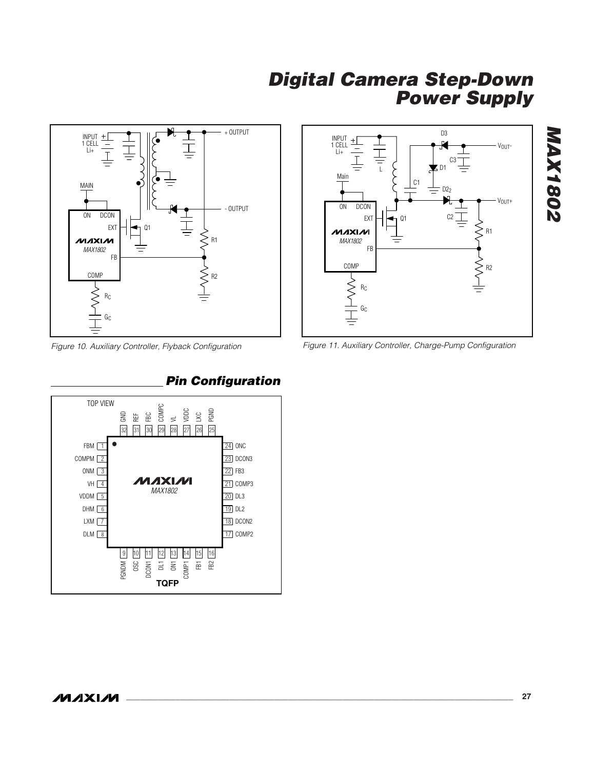Figure 10. Auxiliary Controller, Flyback Configuration

Figure 11. Auxiliary Controller, Charge-Pump Configuration

## Pin Configuration

TOP VIEW

| Pin | Name | Pin | Name |
|---|---|---|---|
| 1 | FBM | 17 | COMP2 |
| 2 | COMPM | 18 | DCON2 |
| 3 | ONM | 19 | DL2 |
| 4 | VH | 20 | DL3 |
| 5 | VDDM | 21 | COMP3 |
| 6 | DHM | 22 | FB3 |
| 7 | LXM | 23 | DCON3 |
| 8 | DLM | 24 | ONC |
| 9 | PGNDM | 25 | PGND |
| 10 | OSC | 26 | LXC |
| 11 | DCON1 | 27 | VDDC |
| 12 | DL1 | 28 | VL |
| 13 | ON1 | 29 | COMPC |
| 14 | COMP1 | 30 | FBC |
| 15 | FB1 | 31 | REF |
| 16 | FB2 | 32 | GND |

MAX1802

TQFP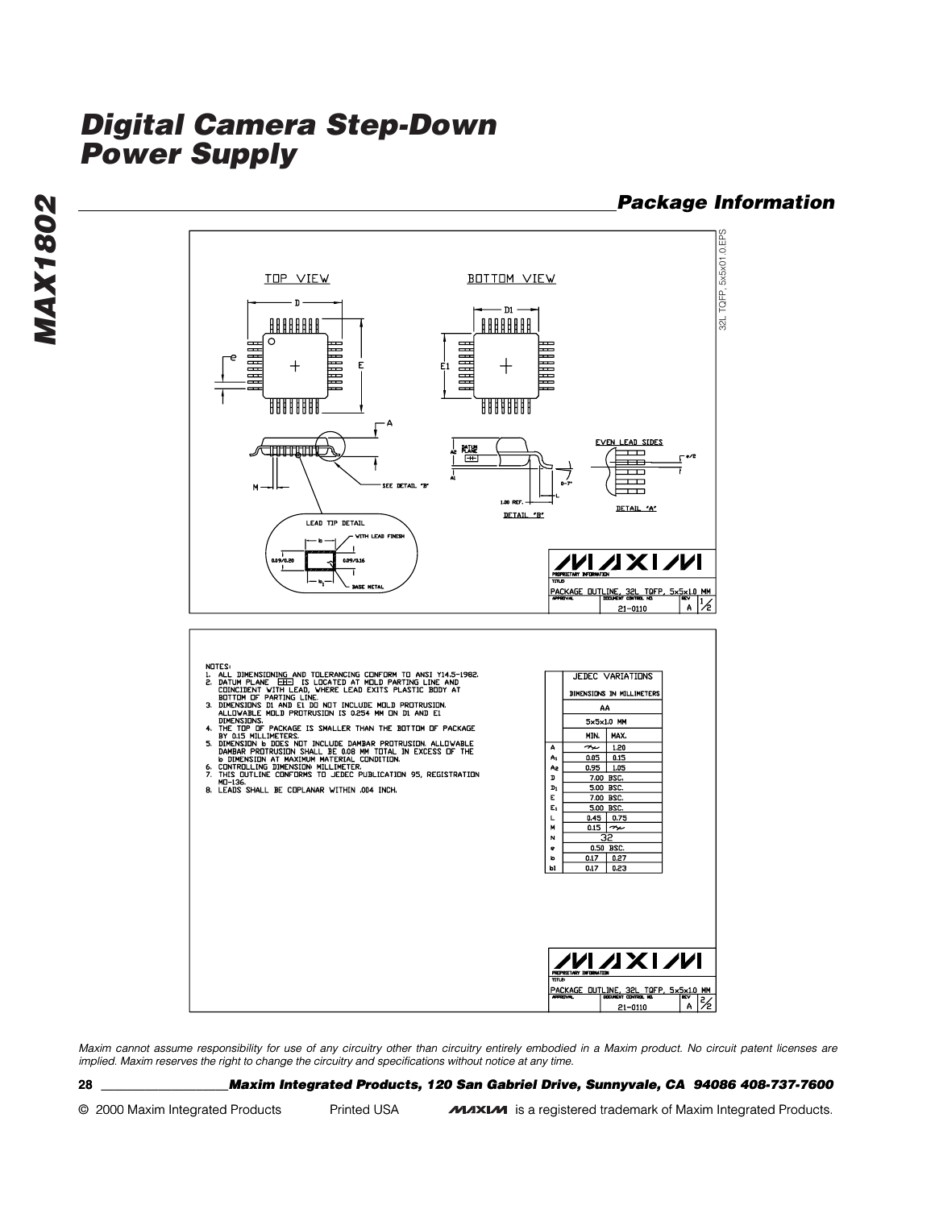## Package Information

TOP VIEW

BOTTOM VIEW

D

D1

e

E

E1

A

SEE DETAIL "B"

M

LEAD TIP DETAIL

b

WITH LEAD FINISH

0.09/0.20

0.09/0.16

$b_1$

BASE METAL

DATUM PLANE

A2

A1

1.00 REF.

L

0-7°

DETAIL "B"

EVEN LEAD SIDES

e/2

DETAIL "A"

MAXIM

PROPRIETARY INFORMATION

TITLE:

PACKAGE OUTLINE, 32L TQFP, 5x5x1.0 MM

APPROVAL | DOCUMENT CONTROL NO. 21-0110 | REV A | 1/2

32L TQFP, 5x5x01.0.EPS

NOTES:

1. ALL DIMENSIONING AND TOLERANCING CONFORM TO ANSI Y14.5-1982.
2. DATUM PLANE [-H-] IS LOCATED AT MOLD PARTING LINE AND COINCIDENT WITH LEAD, WHERE LEAD EXITS PLASTIC BODY AT BOTTOM OF PARTING LINE.
3. DIMENSIONS D1 AND E1 DO NOT INCLUDE MOLD PROTRUSION. ALLOWABLE MOLD PROTRUSION IS 0.254 MM ON D1 AND E1 DIMENSIONS.
4. THE TOP OF PACKAGE IS SMALLER THAN THE BOTTOM OF PACKAGE BY 0.15 MILLIMETERS.
5. DIMENSION b DOES NOT INCLUDE DAMBAR PROTRUSION. ALLOWABLE DAMBAR PROTRUSION SHALL BE 0.08 MM TOTAL IN EXCESS OF THE b DIMENSION AT MAXIMUM MATERIAL CONDITION.
6. CONTROLLING DIMENSION: MILLIMETER.
7. THIS OUTLINE CONFORMS TO JEDEC PUBLICATION 95, REGISTRATION MO-136.
8. LEADS SHALL BE COPLANAR WITHIN .004 INCH.

| | JEDEC VARIATIONS | |
|---|---|---|
| | DIMENSIONS IN MILLIMETERS | |
| | AA | |
| | 5x5x1.0 MM | |
| | MIN. | MAX. |
| A | ~ | 1.20 |
| $A_1$ | 0.05 | 0.15 |
| $A_2$ | 0.95 | 1.05 |
| D | 7.00 BSC. | |
| $D_1$ | 5.00 BSC. | |
| E | 7.00 BSC. | |
| $E_1$ | 5.00 BSC. | |
| L | 0.45 | 0.75 |
| M | 0.15 | ~ |
| N | 32 | |
| e | 0.50 BSC. | |
| b | 0.17 | 0.27 |
| b1 | 0.17 | 0.23 |

MAXIM

PROPRIETARY INFORMATION

TITLE:

PACKAGE OUTLINE, 32L TQFP, 5x5x1.0 MM

APPROVAL | DOCUMENT CONTROL NO. 21-0110 | REV A | 2/2

*Maxim cannot assume responsibility for use of any circuitry other than circuitry entirely embodied in a Maxim product. No circuit patent licenses are implied. Maxim reserves the right to change the circuitry and specifications without notice at any time.*

***Maxim Integrated Products, 120 San Gabriel Drive, Sunnyvale, CA 94086 408-737-7600***

© 2000 Maxim Integrated Products Printed USA MAXIM is a registered trademark of Maxim Integrated Products.